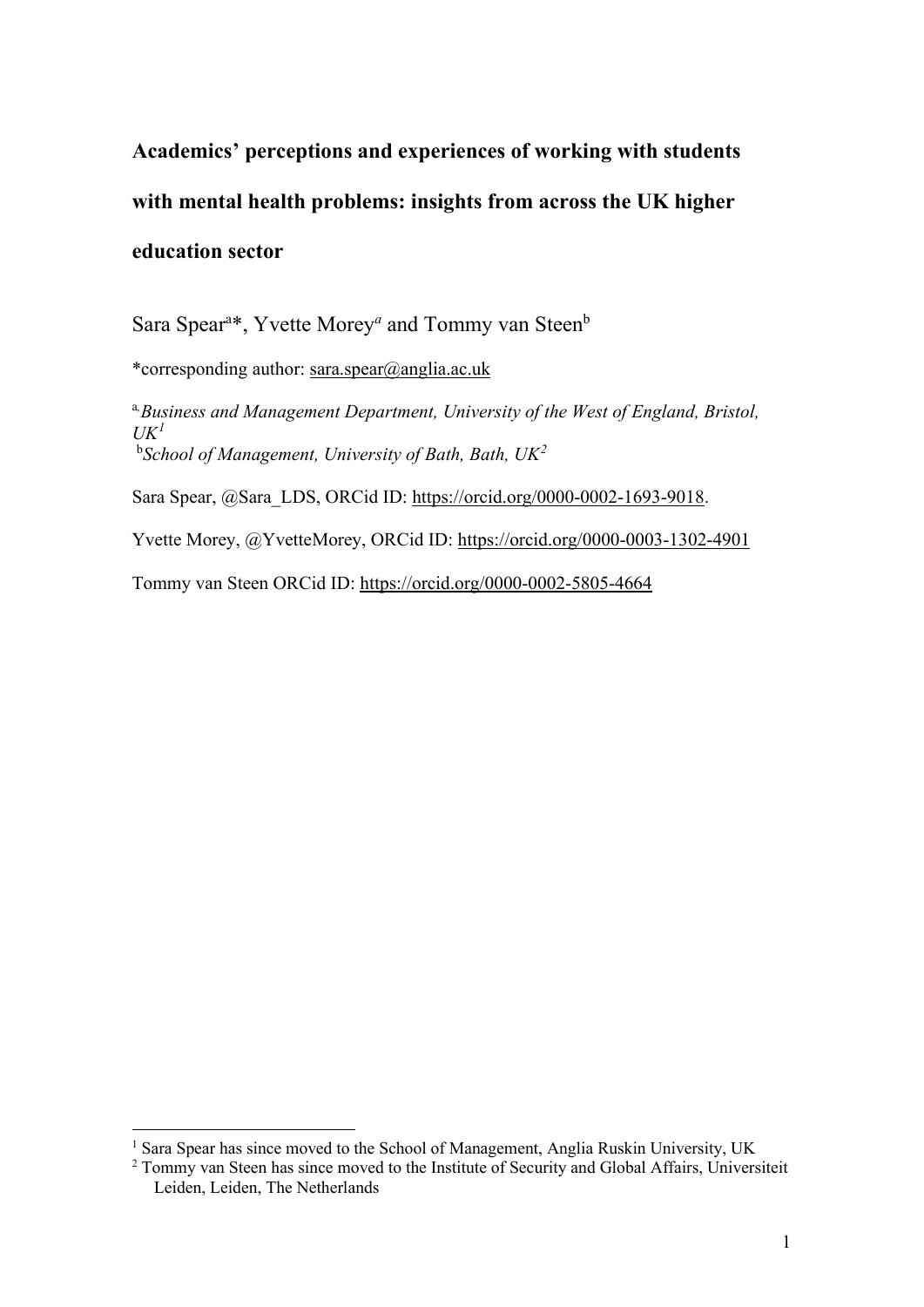# Academics' perceptions and experiences of working with students with mental health problems: insights from across the UK higher education sector

Sara Spear[a]*, Yvette Morey[a] and Tommy van Steen[b]

*corresponding author: sara.spear@anglia.ac.uk

[a] *Business and Management Department, University of the West of England, Bristol, UK*[1]

[b] *School of Management, University of Bath, Bath, UK*[2]

Sara Spear, @Sara_LDS, ORCid ID: https://orcid.org/0000-0002-1693-9018.

Yvette Morey, @YvetteMorey, ORCid ID: https://orcid.org/0000-0003-1302-4901

Tommy van Steen ORCid ID: https://orcid.org/0000-0002-5805-4664

---

[1] Sara Spear has since moved to the School of Management, Anglia Ruskin University, UK

[2] Tommy van Steen has since moved to the Institute of Security and Global Affairs, Universiteit Leiden, Leiden, The Netherlands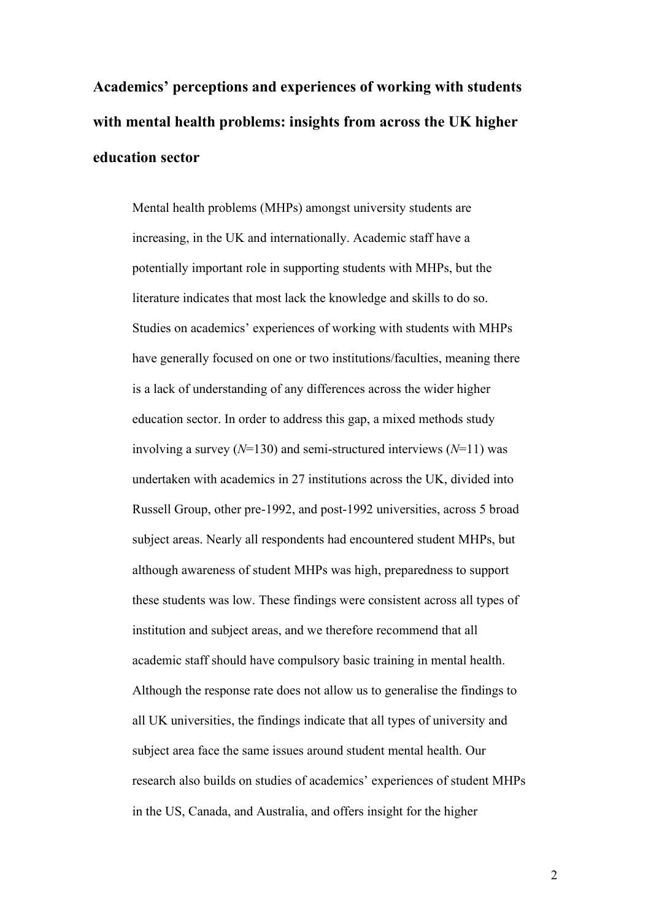# Academics' perceptions and experiences of working with students with mental health problems: insights from across the UK higher education sector

Mental health problems (MHPs) amongst university students are increasing, in the UK and internationally. Academic staff have a potentially important role in supporting students with MHPs, but the literature indicates that most lack the knowledge and skills to do so. Studies on academics' experiences of working with students with MHPs have generally focused on one or two institutions/faculties, meaning there is a lack of understanding of any differences across the wider higher education sector. In order to address this gap, a mixed methods study involving a survey (*N*=130) and semi-structured interviews (*N*=11) was undertaken with academics in 27 institutions across the UK, divided into Russell Group, other pre-1992, and post-1992 universities, across 5 broad subject areas. Nearly all respondents had encountered student MHPs, but although awareness of student MHPs was high, preparedness to support these students was low. These findings were consistent across all types of institution and subject areas, and we therefore recommend that all academic staff should have compulsory basic training in mental health. Although the response rate does not allow us to generalise the findings to all UK universities, the findings indicate that all types of university and subject area face the same issues around student mental health. Our research also builds on studies of academics' experiences of student MHPs in the US, Canada, and Australia, and offers insight for the higher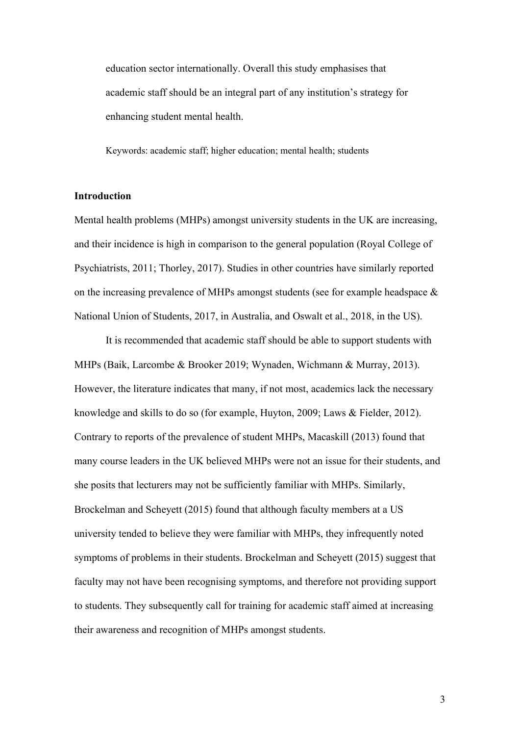education sector internationally. Overall this study emphasises that academic staff should be an integral part of any institution's strategy for enhancing student mental health.

Keywords: academic staff; higher education; mental health; students

## Introduction

Mental health problems (MHPs) amongst university students in the UK are increasing, and their incidence is high in comparison to the general population (Royal College of Psychiatrists, 2011; Thorley, 2017). Studies in other countries have similarly reported on the increasing prevalence of MHPs amongst students (see for example headspace & National Union of Students, 2017, in Australia, and Oswalt et al., 2018, in the US).

It is recommended that academic staff should be able to support students with MHPs (Baik, Larcombe & Brooker 2019; Wynaden, Wichmann & Murray, 2013). However, the literature indicates that many, if not most, academics lack the necessary knowledge and skills to do so (for example, Huyton, 2009; Laws & Fielder, 2012). Contrary to reports of the prevalence of student MHPs, Macaskill (2013) found that many course leaders in the UK believed MHPs were not an issue for their students, and she posits that lecturers may not be sufficiently familiar with MHPs. Similarly, Brockelman and Scheyett (2015) found that although faculty members at a US university tended to believe they were familiar with MHPs, they infrequently noted symptoms of problems in their students. Brockelman and Scheyett (2015) suggest that faculty may not have been recognising symptoms, and therefore not providing support to students. They subsequently call for training for academic staff aimed at increasing their awareness and recognition of MHPs amongst students.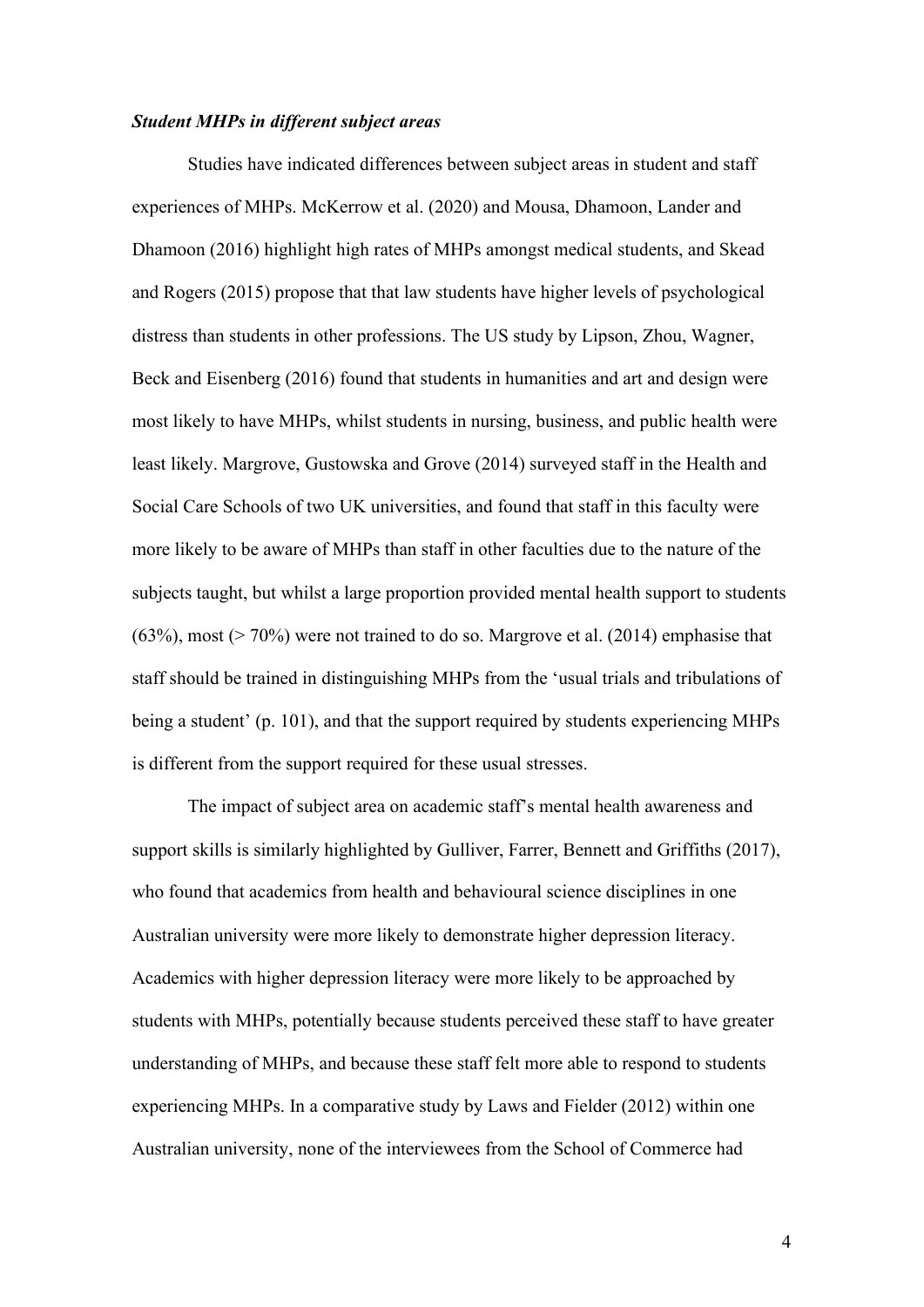### *Student MHPs in different subject areas*

Studies have indicated differences between subject areas in student and staff experiences of MHPs. McKerrow et al. (2020) and Mousa, Dhamoon, Lander and Dhamoon (2016) highlight high rates of MHPs amongst medical students, and Skead and Rogers (2015) propose that that law students have higher levels of psychological distress than students in other professions. The US study by Lipson, Zhou, Wagner, Beck and Eisenberg (2016) found that students in humanities and art and design were most likely to have MHPs, whilst students in nursing, business, and public health were least likely. Margrove, Gustowska and Grove (2014) surveyed staff in the Health and Social Care Schools of two UK universities, and found that staff in this faculty were more likely to be aware of MHPs than staff in other faculties due to the nature of the subjects taught, but whilst a large proportion provided mental health support to students (63%), most (> 70%) were not trained to do so. Margrove et al. (2014) emphasise that staff should be trained in distinguishing MHPs from the 'usual trials and tribulations of being a student' (p. 101), and that the support required by students experiencing MHPs is different from the support required for these usual stresses.

The impact of subject area on academic staff's mental health awareness and support skills is similarly highlighted by Gulliver, Farrer, Bennett and Griffiths (2017), who found that academics from health and behavioural science disciplines in one Australian university were more likely to demonstrate higher depression literacy. Academics with higher depression literacy were more likely to be approached by students with MHPs, potentially because students perceived these staff to have greater understanding of MHPs, and because these staff felt more able to respond to students experiencing MHPs. In a comparative study by Laws and Fielder (2012) within one Australian university, none of the interviewees from the School of Commerce had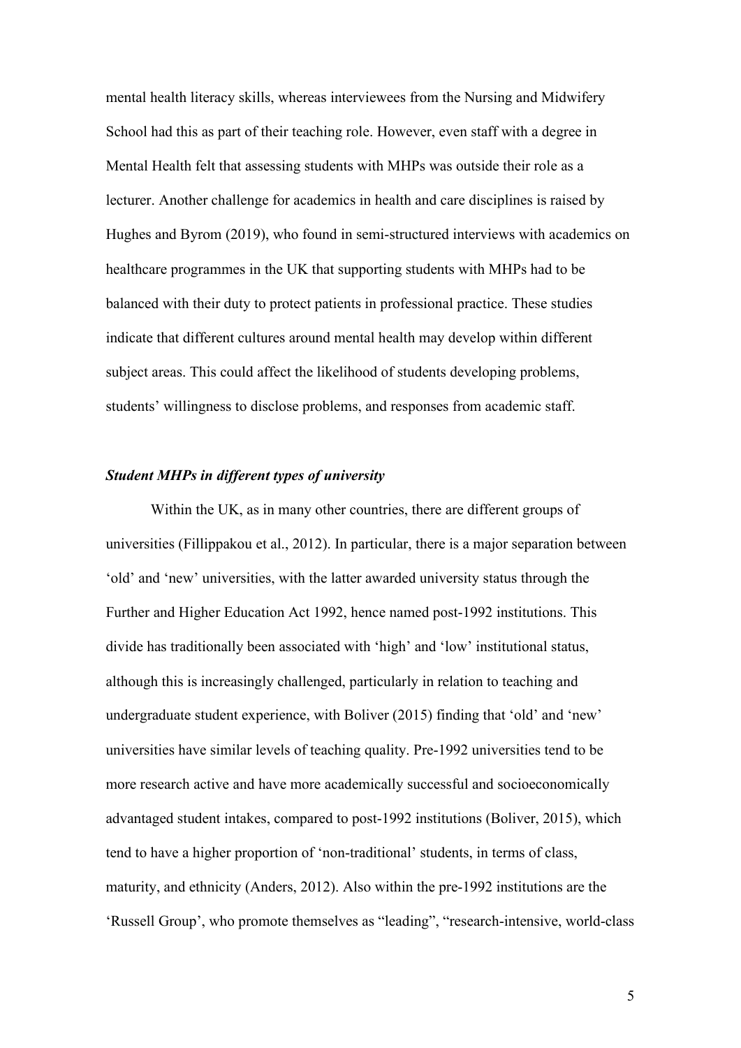mental health literacy skills, whereas interviewees from the Nursing and Midwifery School had this as part of their teaching role. However, even staff with a degree in Mental Health felt that assessing students with MHPs was outside their role as a lecturer. Another challenge for academics in health and care disciplines is raised by Hughes and Byrom (2019), who found in semi-structured interviews with academics on healthcare programmes in the UK that supporting students with MHPs had to be balanced with their duty to protect patients in professional practice. These studies indicate that different cultures around mental health may develop within different subject areas. This could affect the likelihood of students developing problems, students' willingness to disclose problems, and responses from academic staff.

### *Student MHPs in different types of university*

Within the UK, as in many other countries, there are different groups of universities (Fillippakou et al., 2012). In particular, there is a major separation between 'old' and 'new' universities, with the latter awarded university status through the Further and Higher Education Act 1992, hence named post-1992 institutions. This divide has traditionally been associated with 'high' and 'low' institutional status, although this is increasingly challenged, particularly in relation to teaching and undergraduate student experience, with Boliver (2015) finding that 'old' and 'new' universities have similar levels of teaching quality. Pre-1992 universities tend to be more research active and have more academically successful and socioeconomically advantaged student intakes, compared to post-1992 institutions (Boliver, 2015), which tend to have a higher proportion of 'non-traditional' students, in terms of class, maturity, and ethnicity (Anders, 2012). Also within the pre-1992 institutions are the 'Russell Group', who promote themselves as "leading", "research-intensive, world-class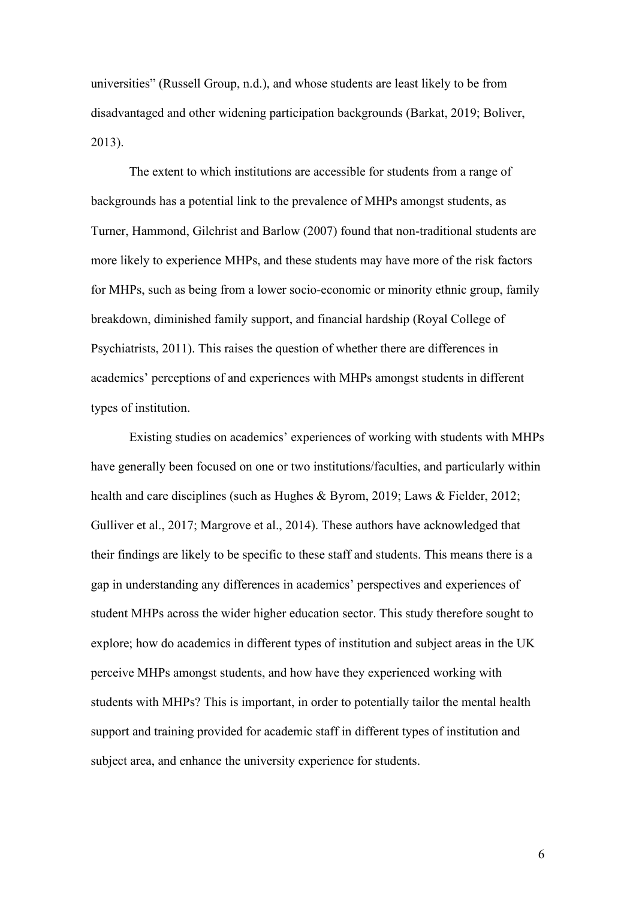universities" (Russell Group, n.d.), and whose students are least likely to be from disadvantaged and other widening participation backgrounds (Barkat, 2019; Boliver, 2013).

The extent to which institutions are accessible for students from a range of backgrounds has a potential link to the prevalence of MHPs amongst students, as Turner, Hammond, Gilchrist and Barlow (2007) found that non-traditional students are more likely to experience MHPs, and these students may have more of the risk factors for MHPs, such as being from a lower socio-economic or minority ethnic group, family breakdown, diminished family support, and financial hardship (Royal College of Psychiatrists, 2011). This raises the question of whether there are differences in academics' perceptions of and experiences with MHPs amongst students in different types of institution.

Existing studies on academics' experiences of working with students with MHPs have generally been focused on one or two institutions/faculties, and particularly within health and care disciplines (such as Hughes & Byrom, 2019; Laws & Fielder, 2012; Gulliver et al., 2017; Margrove et al., 2014). These authors have acknowledged that their findings are likely to be specific to these staff and students. This means there is a gap in understanding any differences in academics' perspectives and experiences of student MHPs across the wider higher education sector. This study therefore sought to explore; how do academics in different types of institution and subject areas in the UK perceive MHPs amongst students, and how have they experienced working with students with MHPs? This is important, in order to potentially tailor the mental health support and training provided for academic staff in different types of institution and subject area, and enhance the university experience for students.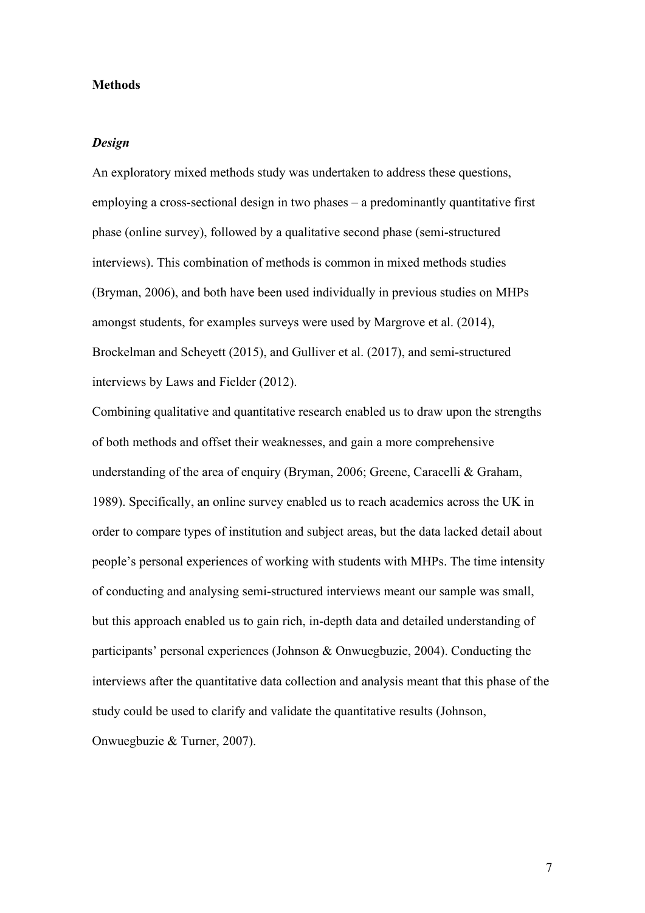## Methods

### *Design*

An exploratory mixed methods study was undertaken to address these questions, employing a cross-sectional design in two phases – a predominantly quantitative first phase (online survey), followed by a qualitative second phase (semi-structured interviews). This combination of methods is common in mixed methods studies (Bryman, 2006), and both have been used individually in previous studies on MHPs amongst students, for examples surveys were used by Margrove et al. (2014), Brockelman and Scheyett (2015), and Gulliver et al. (2017), and semi-structured interviews by Laws and Fielder (2012).

Combining qualitative and quantitative research enabled us to draw upon the strengths of both methods and offset their weaknesses, and gain a more comprehensive understanding of the area of enquiry (Bryman, 2006; Greene, Caracelli & Graham, 1989). Specifically, an online survey enabled us to reach academics across the UK in order to compare types of institution and subject areas, but the data lacked detail about people's personal experiences of working with students with MHPs. The time intensity of conducting and analysing semi-structured interviews meant our sample was small, but this approach enabled us to gain rich, in-depth data and detailed understanding of participants' personal experiences (Johnson & Onwuegbuzie, 2004). Conducting the interviews after the quantitative data collection and analysis meant that this phase of the study could be used to clarify and validate the quantitative results (Johnson, Onwuegbuzie & Turner, 2007).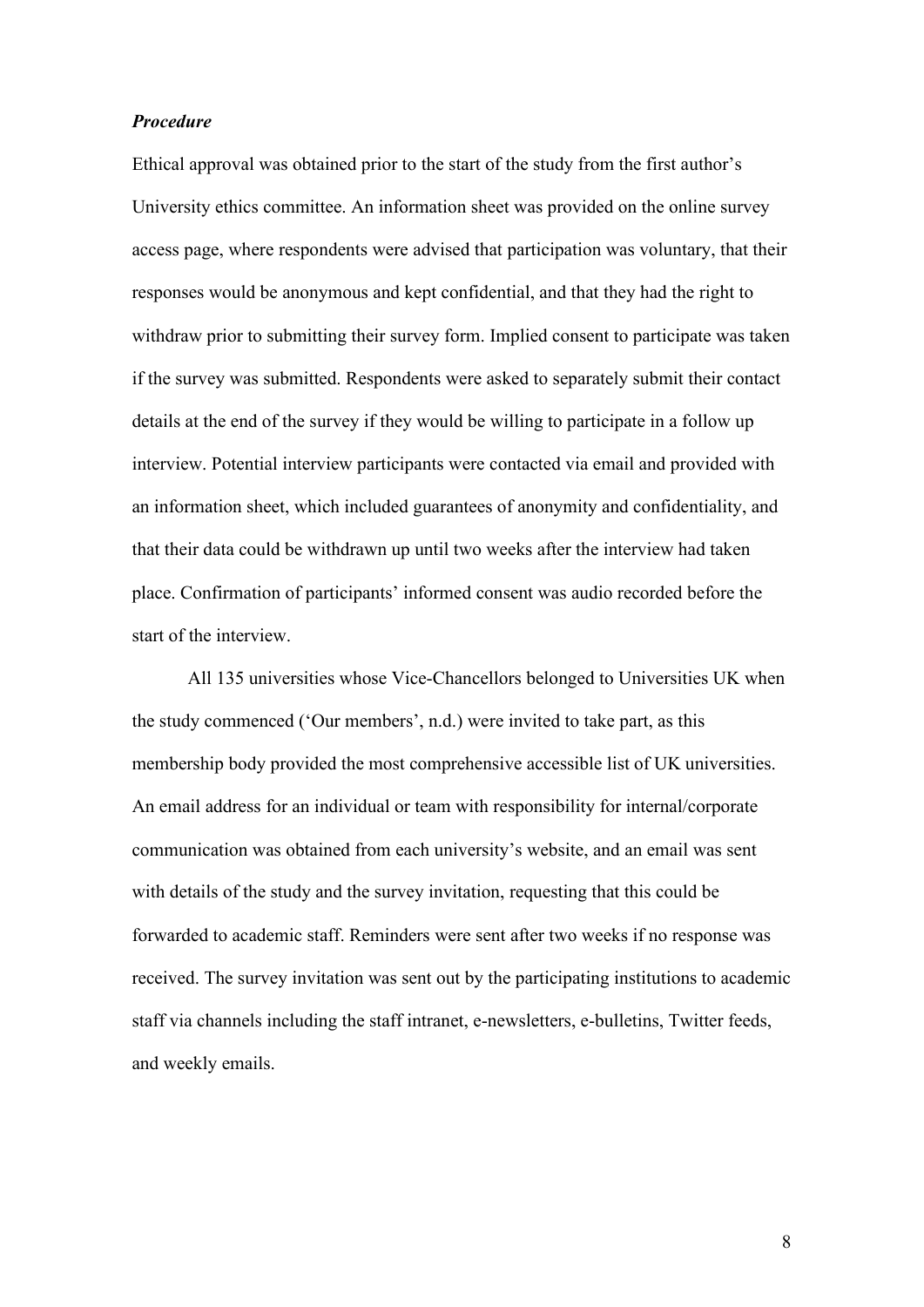### ***Procedure***

Ethical approval was obtained prior to the start of the study from the first author's University ethics committee. An information sheet was provided on the online survey access page, where respondents were advised that participation was voluntary, that their responses would be anonymous and kept confidential, and that they had the right to withdraw prior to submitting their survey form. Implied consent to participate was taken if the survey was submitted. Respondents were asked to separately submit their contact details at the end of the survey if they would be willing to participate in a follow up interview. Potential interview participants were contacted via email and provided with an information sheet, which included guarantees of anonymity and confidentiality, and that their data could be withdrawn up until two weeks after the interview had taken place. Confirmation of participants' informed consent was audio recorded before the start of the interview.

All 135 universities whose Vice-Chancellors belonged to Universities UK when the study commenced ('Our members', n.d.) were invited to take part, as this membership body provided the most comprehensive accessible list of UK universities. An email address for an individual or team with responsibility for internal/corporate communication was obtained from each university's website, and an email was sent with details of the study and the survey invitation, requesting that this could be forwarded to academic staff. Reminders were sent after two weeks if no response was received. The survey invitation was sent out by the participating institutions to academic staff via channels including the staff intranet, e-newsletters, e-bulletins, Twitter feeds, and weekly emails.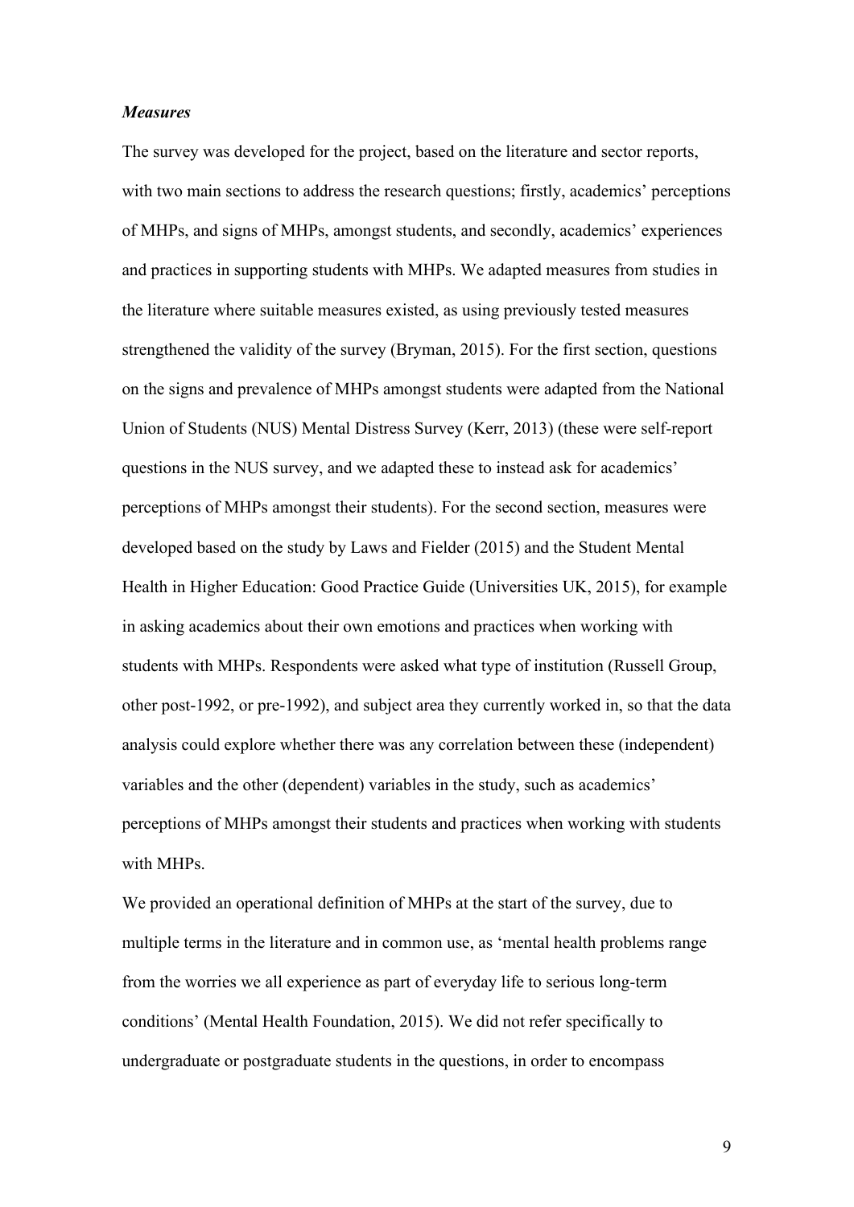***Measures***

The survey was developed for the project, based on the literature and sector reports, with two main sections to address the research questions; firstly, academics' perceptions of MHPs, and signs of MHPs, amongst students, and secondly, academics' experiences and practices in supporting students with MHPs. We adapted measures from studies in the literature where suitable measures existed, as using previously tested measures strengthened the validity of the survey (Bryman, 2015). For the first section, questions on the signs and prevalence of MHPs amongst students were adapted from the National Union of Students (NUS) Mental Distress Survey (Kerr, 2013) (these were self-report questions in the NUS survey, and we adapted these to instead ask for academics' perceptions of MHPs amongst their students). For the second section, measures were developed based on the study by Laws and Fielder (2015) and the Student Mental Health in Higher Education: Good Practice Guide (Universities UK, 2015), for example in asking academics about their own emotions and practices when working with students with MHPs. Respondents were asked what type of institution (Russell Group, other post-1992, or pre-1992), and subject area they currently worked in, so that the data analysis could explore whether there was any correlation between these (independent) variables and the other (dependent) variables in the study, such as academics' perceptions of MHPs amongst their students and practices when working with students with MHPs.

We provided an operational definition of MHPs at the start of the survey, due to multiple terms in the literature and in common use, as 'mental health problems range from the worries we all experience as part of everyday life to serious long-term conditions' (Mental Health Foundation, 2015). We did not refer specifically to undergraduate or postgraduate students in the questions, in order to encompass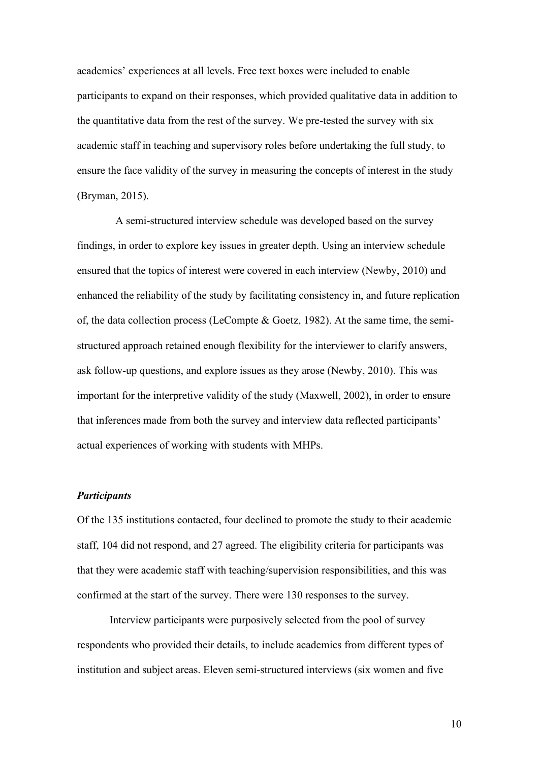academics' experiences at all levels. Free text boxes were included to enable participants to expand on their responses, which provided qualitative data in addition to the quantitative data from the rest of the survey. We pre-tested the survey with six academic staff in teaching and supervisory roles before undertaking the full study, to ensure the face validity of the survey in measuring the concepts of interest in the study (Bryman, 2015).

A semi-structured interview schedule was developed based on the survey findings, in order to explore key issues in greater depth. Using an interview schedule ensured that the topics of interest were covered in each interview (Newby, 2010) and enhanced the reliability of the study by facilitating consistency in, and future replication of, the data collection process (LeCompte & Goetz, 1982). At the same time, the semi-structured approach retained enough flexibility for the interviewer to clarify answers, ask follow-up questions, and explore issues as they arose (Newby, 2010). This was important for the interpretive validity of the study (Maxwell, 2002), in order to ensure that inferences made from both the survey and interview data reflected participants' actual experiences of working with students with MHPs.

### *Participants*

Of the 135 institutions contacted, four declined to promote the study to their academic staff, 104 did not respond, and 27 agreed. The eligibility criteria for participants was that they were academic staff with teaching/supervision responsibilities, and this was confirmed at the start of the survey. There were 130 responses to the survey.

Interview participants were purposively selected from the pool of survey respondents who provided their details, to include academics from different types of institution and subject areas. Eleven semi-structured interviews (six women and five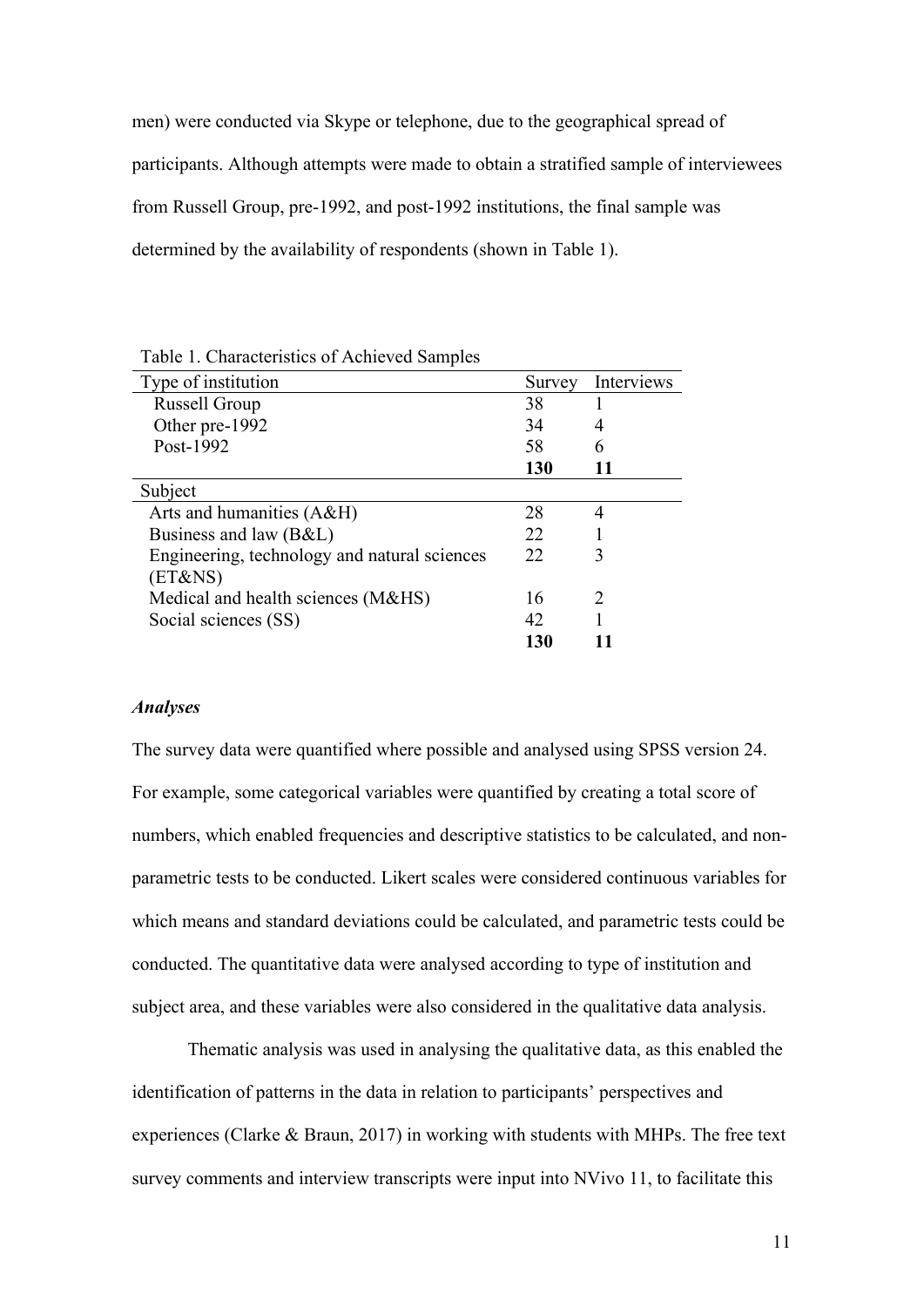men) were conducted via Skype or telephone, due to the geographical spread of participants. Although attempts were made to obtain a stratified sample of interviewees from Russell Group, pre-1992, and post-1992 institutions, the final sample was determined by the availability of respondents (shown in Table 1).

Table 1. Characteristics of Achieved Samples

| Type of institution | Survey | Interviews |
|---|---|---|
| Russell Group | 38 | 1 |
| Other pre-1992 | 34 | 4 |
| Post-1992 | 58 | 6 |
| | **130** | **11** |
| **Subject** | | |
| Arts and humanities (A&H) | 28 | 4 |
| Business and law (B&L) | 22 | 1 |
| Engineering, technology and natural sciences (ET&NS) | 22 | 3 |
| Medical and health sciences (M&HS) | 16 | 2 |
| Social sciences (SS) | 42 | 1 |
| | **130** | **11** |

### *Analyses*

The survey data were quantified where possible and analysed using SPSS version 24. For example, some categorical variables were quantified by creating a total score of numbers, which enabled frequencies and descriptive statistics to be calculated, and non-parametric tests to be conducted. Likert scales were considered continuous variables for which means and standard deviations could be calculated, and parametric tests could be conducted. The quantitative data were analysed according to type of institution and subject area, and these variables were also considered in the qualitative data analysis.

Thematic analysis was used in analysing the qualitative data, as this enabled the identification of patterns in the data in relation to participants' perspectives and experiences (Clarke & Braun, 2017) in working with students with MHPs. The free text survey comments and interview transcripts were input into NVivo 11, to facilitate this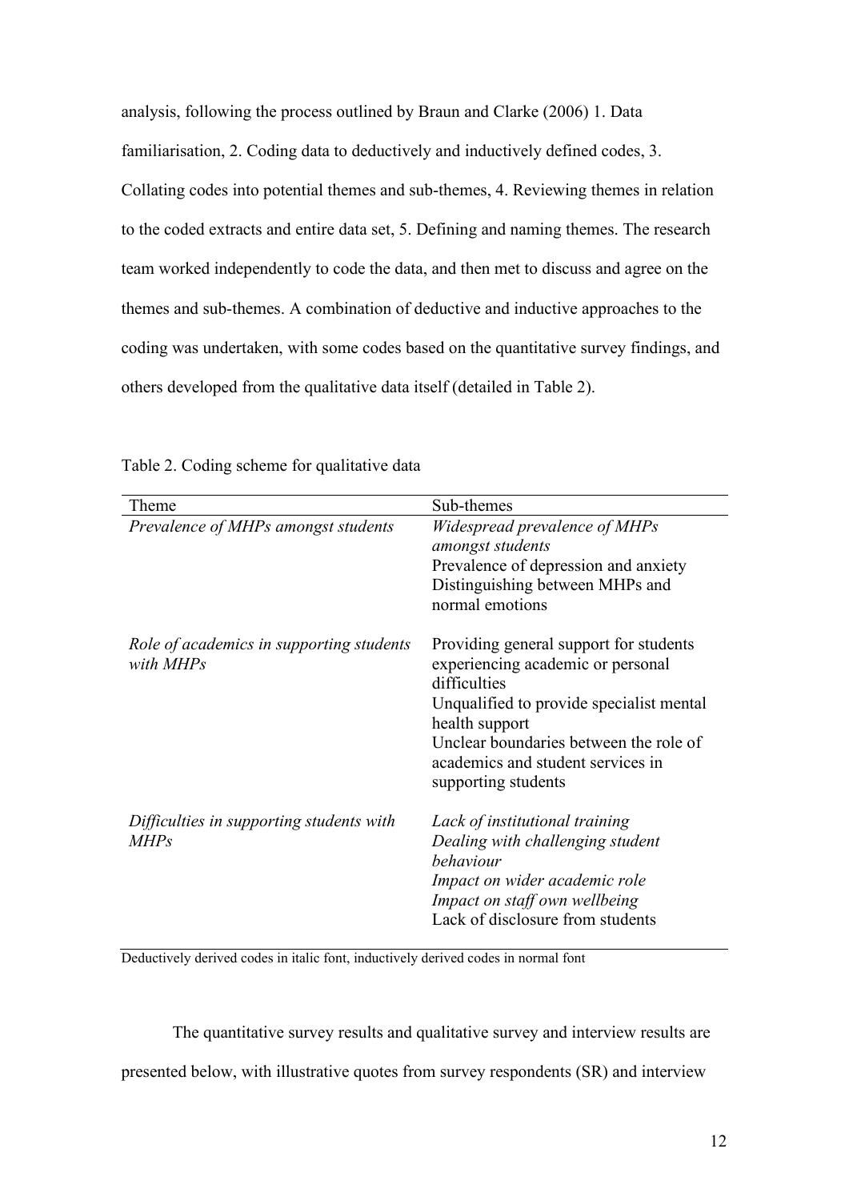analysis, following the process outlined by Braun and Clarke (2006) 1. Data familiarisation, 2. Coding data to deductively and inductively defined codes, 3. Collating codes into potential themes and sub-themes, 4. Reviewing themes in relation to the coded extracts and entire data set, 5. Defining and naming themes. The research team worked independently to code the data, and then met to discuss and agree on the themes and sub-themes. A combination of deductive and inductive approaches to the coding was undertaken, with some codes based on the quantitative survey findings, and others developed from the qualitative data itself (detailed in Table 2).

Table 2. Coding scheme for qualitative data

| Theme | Sub-themes |
|---|---|
| *Prevalence of MHPs amongst students* | *Widespread prevalence of MHPs amongst students*<br>Prevalence of depression and anxiety<br>Distinguishing between MHPs and normal emotions |
| *Role of academics in supporting students with MHPs* | Providing general support for students experiencing academic or personal difficulties<br>Unqualified to provide specialist mental health support<br>Unclear boundaries between the role of academics and student services in supporting students |
| *Difficulties in supporting students with MHPs* | *Lack of institutional training*<br>*Dealing with challenging student behaviour*<br>*Impact on wider academic role*<br>*Impact on staff own wellbeing*<br>Lack of disclosure from students |

Deductively derived codes in italic font, inductively derived codes in normal font

The quantitative survey results and qualitative survey and interview results are presented below, with illustrative quotes from survey respondents (SR) and interview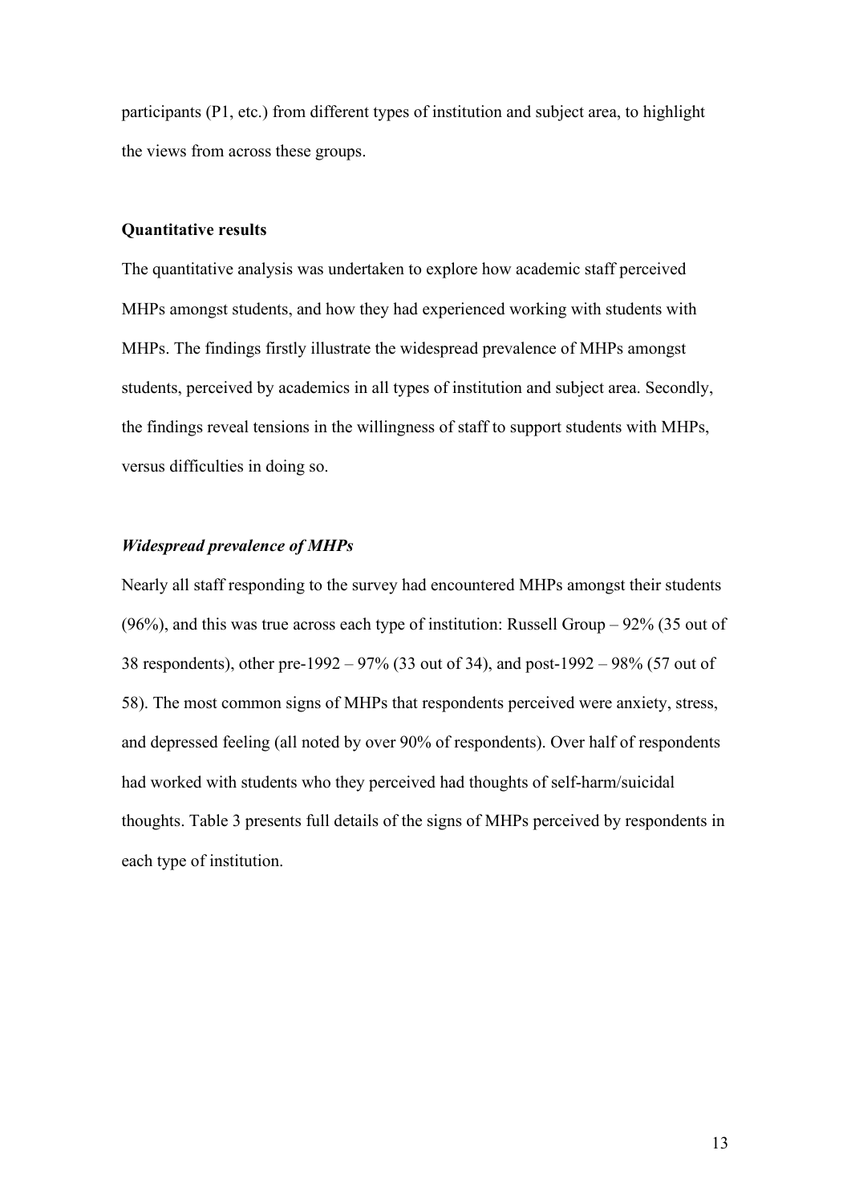participants (P1, etc.) from different types of institution and subject area, to highlight the views from across these groups.

### Quantitative results

The quantitative analysis was undertaken to explore how academic staff perceived MHPs amongst students, and how they had experienced working with students with MHPs. The findings firstly illustrate the widespread prevalence of MHPs amongst students, perceived by academics in all types of institution and subject area. Secondly, the findings reveal tensions in the willingness of staff to support students with MHPs, versus difficulties in doing so.

#### *Widespread prevalence of MHPs*

Nearly all staff responding to the survey had encountered MHPs amongst their students (96%), and this was true across each type of institution: Russell Group – 92% (35 out of 38 respondents), other pre-1992 – 97% (33 out of 34), and post-1992 – 98% (57 out of 58). The most common signs of MHPs that respondents perceived were anxiety, stress, and depressed feeling (all noted by over 90% of respondents). Over half of respondents had worked with students who they perceived had thoughts of self-harm/suicidal thoughts. Table 3 presents full details of the signs of MHPs perceived by respondents in each type of institution.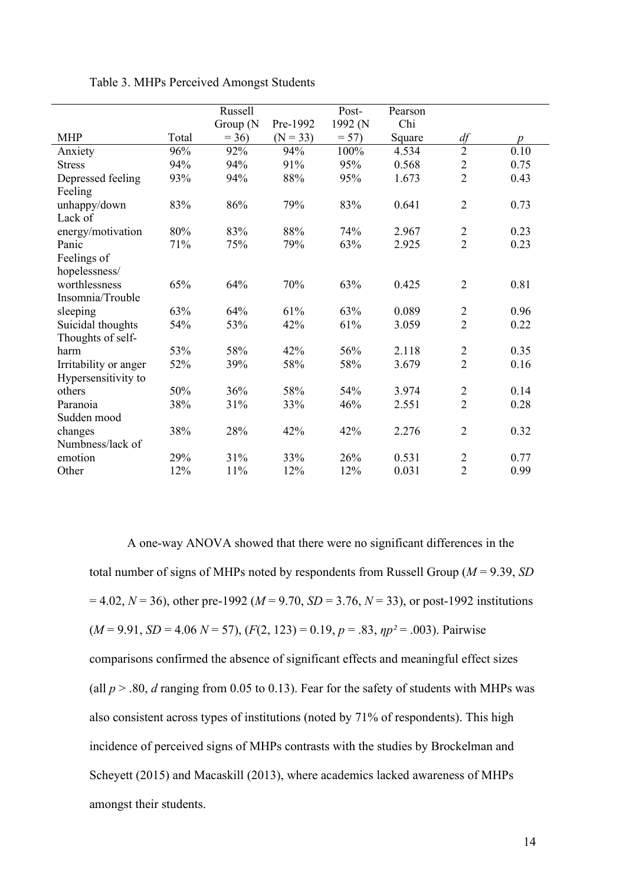Table 3. MHPs Perceived Amongst Students

| MHP | Total | Russell Group (N = 36) | Pre-1992 (N = 33) | Post-1992 (N = 57) | Pearson Chi Square | *df* | *p* |
|---|---|---|---|---|---|---|---|
| Anxiety | 96% | 92% | 94% | 100% | 4.534 | 2 | 0.10 |
| Stress | 94% | 94% | 91% | 95% | 0.568 | 2 | 0.75 |
| Depressed feeling | 93% | 94% | 88% | 95% | 1.673 | 2 | 0.43 |
| Feeling unhappy/down | 83% | 86% | 79% | 83% | 0.641 | 2 | 0.73 |
| Lack of energy/motivation | 80% | 83% | 88% | 74% | 2.967 | 2 | 0.23 |
| Panic | 71% | 75% | 79% | 63% | 2.925 | 2 | 0.23 |
| Feelings of hopelessness/ worthlessness | 65% | 64% | 70% | 63% | 0.425 | 2 | 0.81 |
| Insomnia/Trouble sleeping | 63% | 64% | 61% | 63% | 0.089 | 2 | 0.96 |
| Suicidal thoughts | 54% | 53% | 42% | 61% | 3.059 | 2 | 0.22 |
| Thoughts of self-harm | 53% | 58% | 42% | 56% | 2.118 | 2 | 0.35 |
| Irritability or anger | 52% | 39% | 58% | 58% | 3.679 | 2 | 0.16 |
| Hypersensitivity to others | 50% | 36% | 58% | 54% | 3.974 | 2 | 0.14 |
| Paranoia | 38% | 31% | 33% | 46% | 2.551 | 2 | 0.28 |
| Sudden mood changes | 38% | 28% | 42% | 42% | 2.276 | 2 | 0.32 |
| Numbness/lack of emotion | 29% | 31% | 33% | 26% | 0.531 | 2 | 0.77 |
| Other | 12% | 11% | 12% | 12% | 0.031 | 2 | 0.99 |

A one-way ANOVA showed that there were no significant differences in the total number of signs of MHPs noted by respondents from Russell Group ($M = 9.39$, $SD = 4.02$, $N = 36$), other pre-1992 ($M = 9.70$, $SD = 3.76$, $N = 33$), or post-1992 institutions ($M = 9.91$, $SD = 4.06$ $N = 57$), ($F(2, 123) = 0.19$, $p = .83$, $\eta p^2 = .003$). Pairwise comparisons confirmed the absence of significant effects and meaningful effect sizes (all $p > .80$, $d$ ranging from 0.05 to 0.13). Fear for the safety of students with MHPs was also consistent across types of institutions (noted by 71% of respondents). This high incidence of perceived signs of MHPs contrasts with the studies by Brockelman and Scheyett (2015) and Macaskill (2013), where academics lacked awareness of MHPs amongst their students.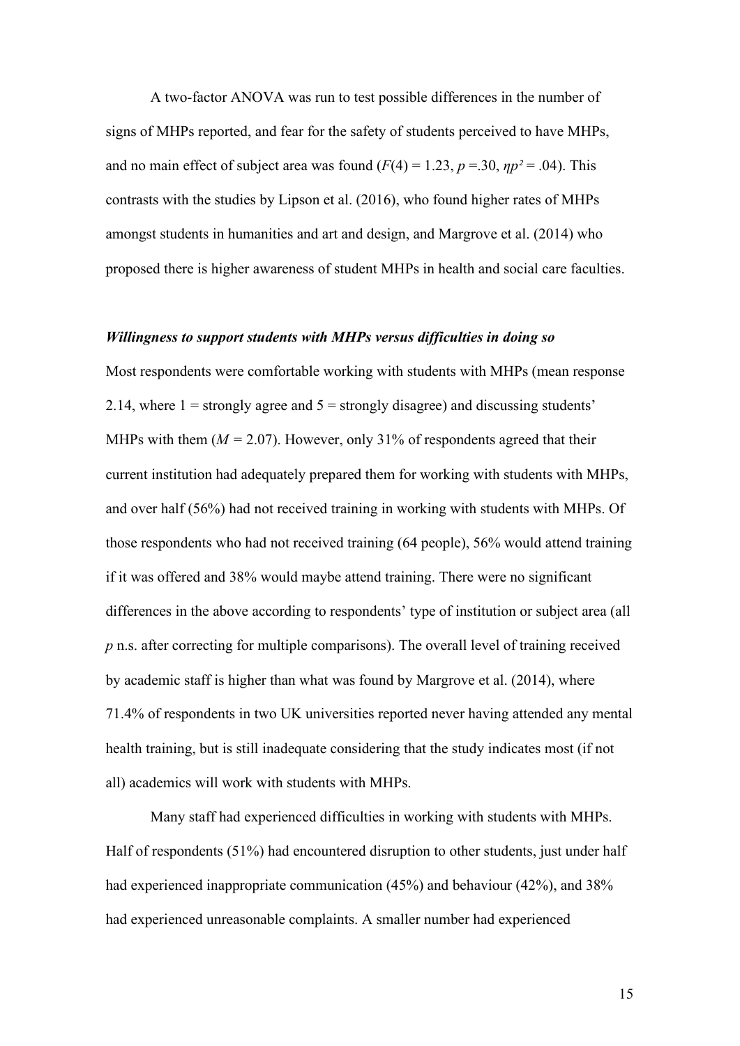A two-factor ANOVA was run to test possible differences in the number of signs of MHPs reported, and fear for the safety of students perceived to have MHPs, and no main effect of subject area was found ($F(4) = 1.23$, $p = .30$, $\eta p^2 = .04$). This contrasts with the studies by Lipson et al. (2016), who found higher rates of MHPs amongst students in humanities and art and design, and Margrove et al. (2014) who proposed there is higher awareness of student MHPs in health and social care faculties.

### *Willingness to support students with MHPs versus difficulties in doing so*

Most respondents were comfortable working with students with MHPs (mean response 2.14, where 1 = strongly agree and 5 = strongly disagree) and discussing students' MHPs with them ($M = 2.07$). However, only 31% of respondents agreed that their current institution had adequately prepared them for working with students with MHPs, and over half (56%) had not received training in working with students with MHPs. Of those respondents who had not received training (64 people), 56% would attend training if it was offered and 38% would maybe attend training. There were no significant differences in the above according to respondents' type of institution or subject area (all *p* n.s. after correcting for multiple comparisons). The overall level of training received by academic staff is higher than what was found by Margrove et al. (2014), where 71.4% of respondents in two UK universities reported never having attended any mental health training, but is still inadequate considering that the study indicates most (if not all) academics will work with students with MHPs.

Many staff had experienced difficulties in working with students with MHPs. Half of respondents (51%) had encountered disruption to other students, just under half had experienced inappropriate communication (45%) and behaviour (42%), and 38% had experienced unreasonable complaints. A smaller number had experienced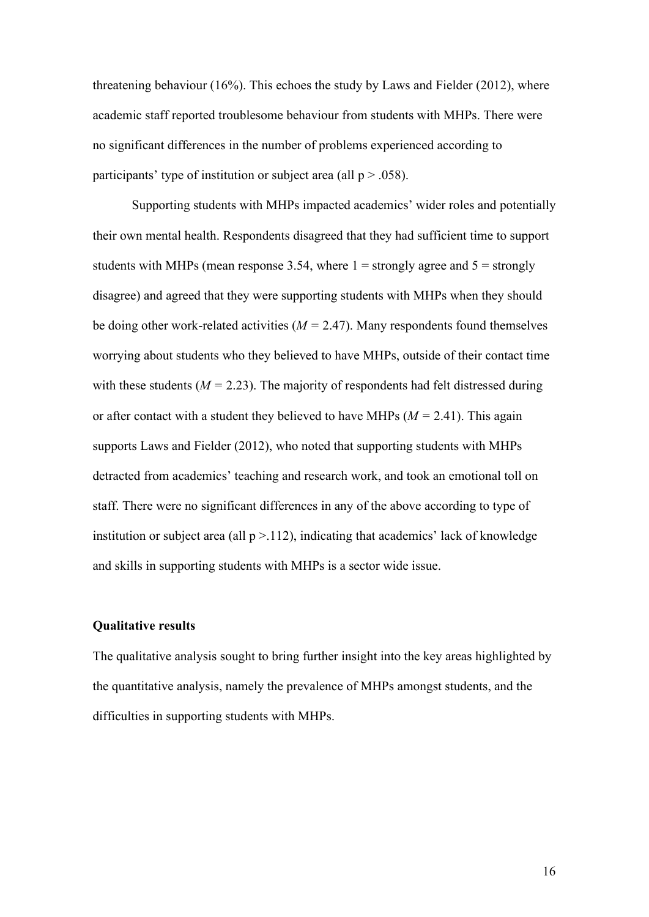threatening behaviour (16%). This echoes the study by Laws and Fielder (2012), where academic staff reported troublesome behaviour from students with MHPs. There were no significant differences in the number of problems experienced according to participants' type of institution or subject area (all $p > .058$).

Supporting students with MHPs impacted academics' wider roles and potentially their own mental health. Respondents disagreed that they had sufficient time to support students with MHPs (mean response 3.54, where 1 = strongly agree and 5 = strongly disagree) and agreed that they were supporting students with MHPs when they should be doing other work-related activities ($M = 2.47$). Many respondents found themselves worrying about students who they believed to have MHPs, outside of their contact time with these students ($M = 2.23$). The majority of respondents had felt distressed during or after contact with a student they believed to have MHPs ($M = 2.41$). This again supports Laws and Fielder (2012), who noted that supporting students with MHPs detracted from academics' teaching and research work, and took an emotional toll on staff. There were no significant differences in any of the above according to type of institution or subject area (all $p > .112$), indicating that academics' lack of knowledge and skills in supporting students with MHPs is a sector wide issue.

**Qualitative results**

The qualitative analysis sought to bring further insight into the key areas highlighted by the quantitative analysis, namely the prevalence of MHPs amongst students, and the difficulties in supporting students with MHPs.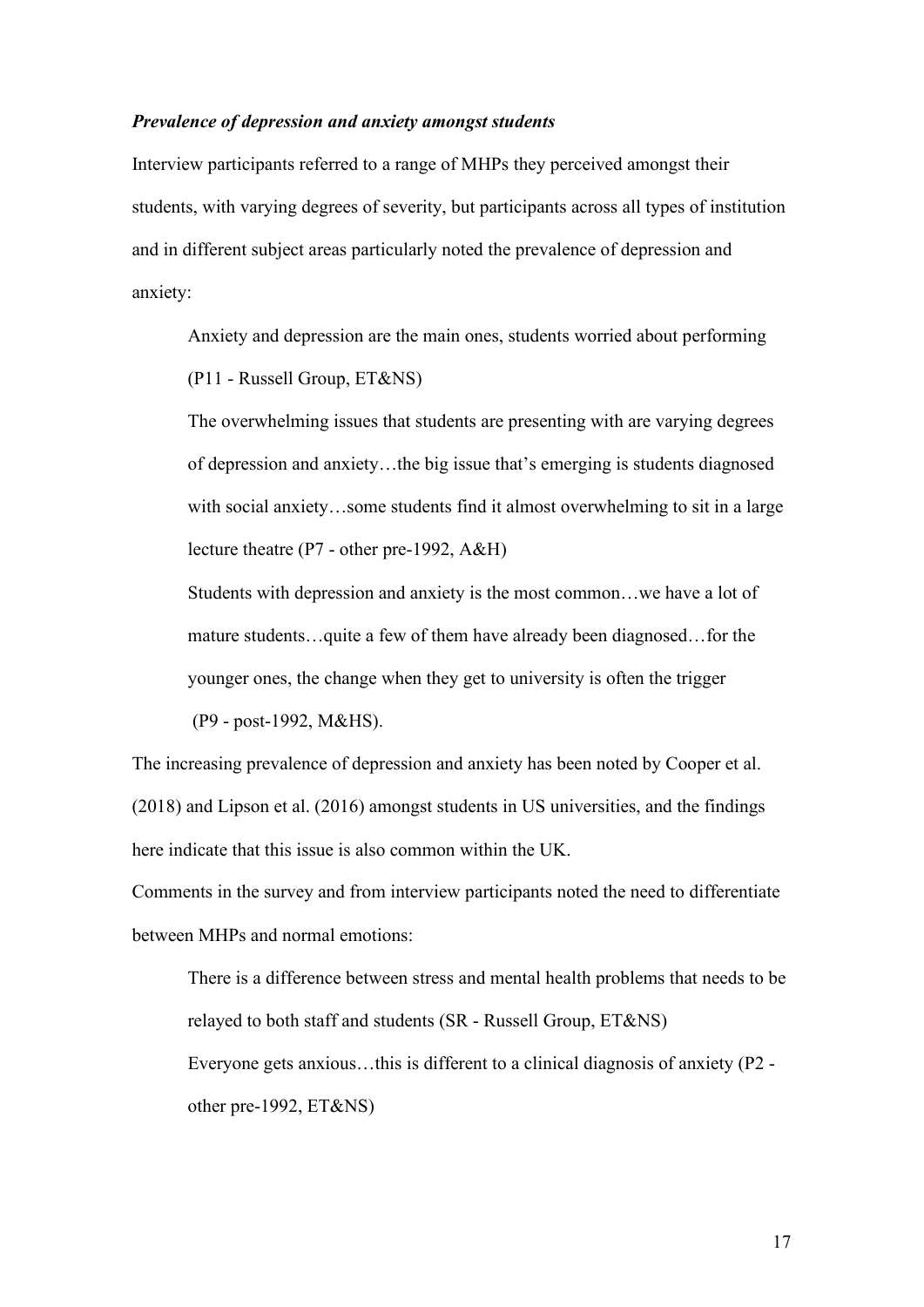***Prevalence of depression and anxiety amongst students***

Interview participants referred to a range of MHPs they perceived amongst their students, with varying degrees of severity, but participants across all types of institution and in different subject areas particularly noted the prevalence of depression and anxiety:

> Anxiety and depression are the main ones, students worried about performing (P11 - Russell Group, ET&NS)
>
> The overwhelming issues that students are presenting with are varying degrees of depression and anxiety…the big issue that's emerging is students diagnosed with social anxiety…some students find it almost overwhelming to sit in a large lecture theatre (P7 - other pre-1992, A&H)
>
> Students with depression and anxiety is the most common…we have a lot of mature students…quite a few of them have already been diagnosed…for the younger ones, the change when they get to university is often the trigger (P9 - post-1992, M&HS).

The increasing prevalence of depression and anxiety has been noted by Cooper et al. (2018) and Lipson et al. (2016) amongst students in US universities, and the findings here indicate that this issue is also common within the UK.

Comments in the survey and from interview participants noted the need to differentiate between MHPs and normal emotions:

> There is a difference between stress and mental health problems that needs to be relayed to both staff and students (SR - Russell Group, ET&NS)
>
> Everyone gets anxious…this is different to a clinical diagnosis of anxiety (P2 - other pre-1992, ET&NS)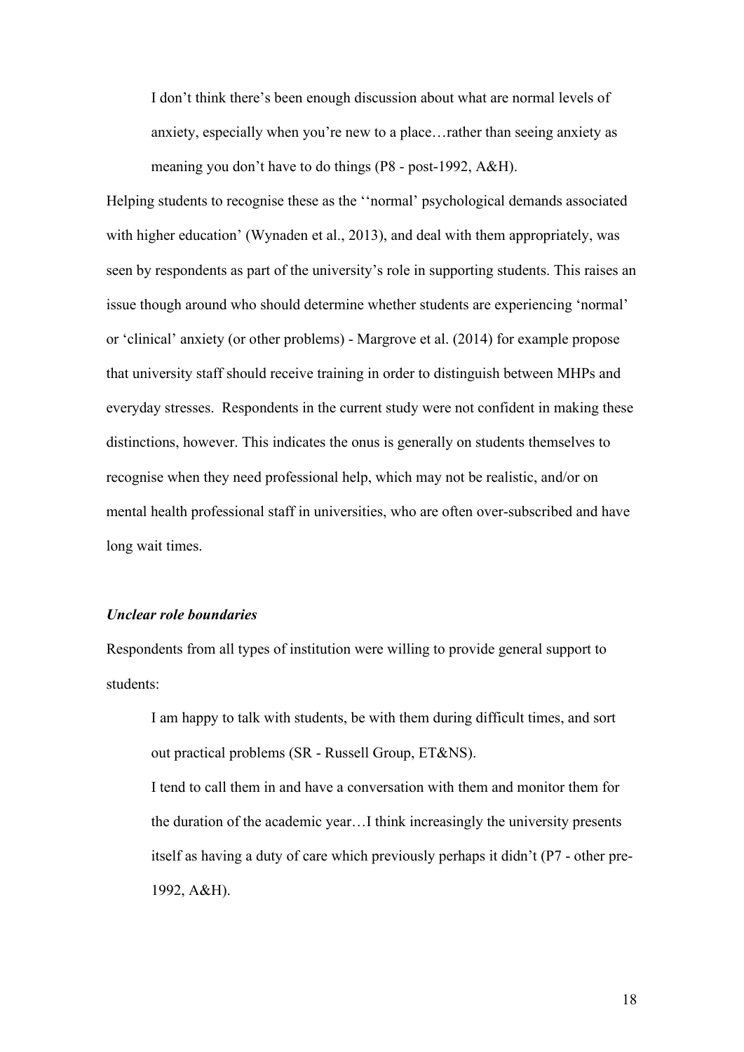> I don't think there's been enough discussion about what are normal levels of anxiety, especially when you're new to a place…rather than seeing anxiety as meaning you don't have to do things (P8 - post-1992, A&H).

Helping students to recognise these as the ''normal' psychological demands associated with higher education' (Wynaden et al., 2013), and deal with them appropriately, was seen by respondents as part of the university's role in supporting students. This raises an issue though around who should determine whether students are experiencing 'normal' or 'clinical' anxiety (or other problems) - Margrove et al. (2014) for example propose that university staff should receive training in order to distinguish between MHPs and everyday stresses. Respondents in the current study were not confident in making these distinctions, however. This indicates the onus is generally on students themselves to recognise when they need professional help, which may not be realistic, and/or on mental health professional staff in universities, who are often over-subscribed and have long wait times.

### *Unclear role boundaries*

Respondents from all types of institution were willing to provide general support to students:

> I am happy to talk with students, be with them during difficult times, and sort out practical problems (SR - Russell Group, ET&NS).
>
> I tend to call them in and have a conversation with them and monitor them for the duration of the academic year…I think increasingly the university presents itself as having a duty of care which previously perhaps it didn't (P7 - other pre-1992, A&H).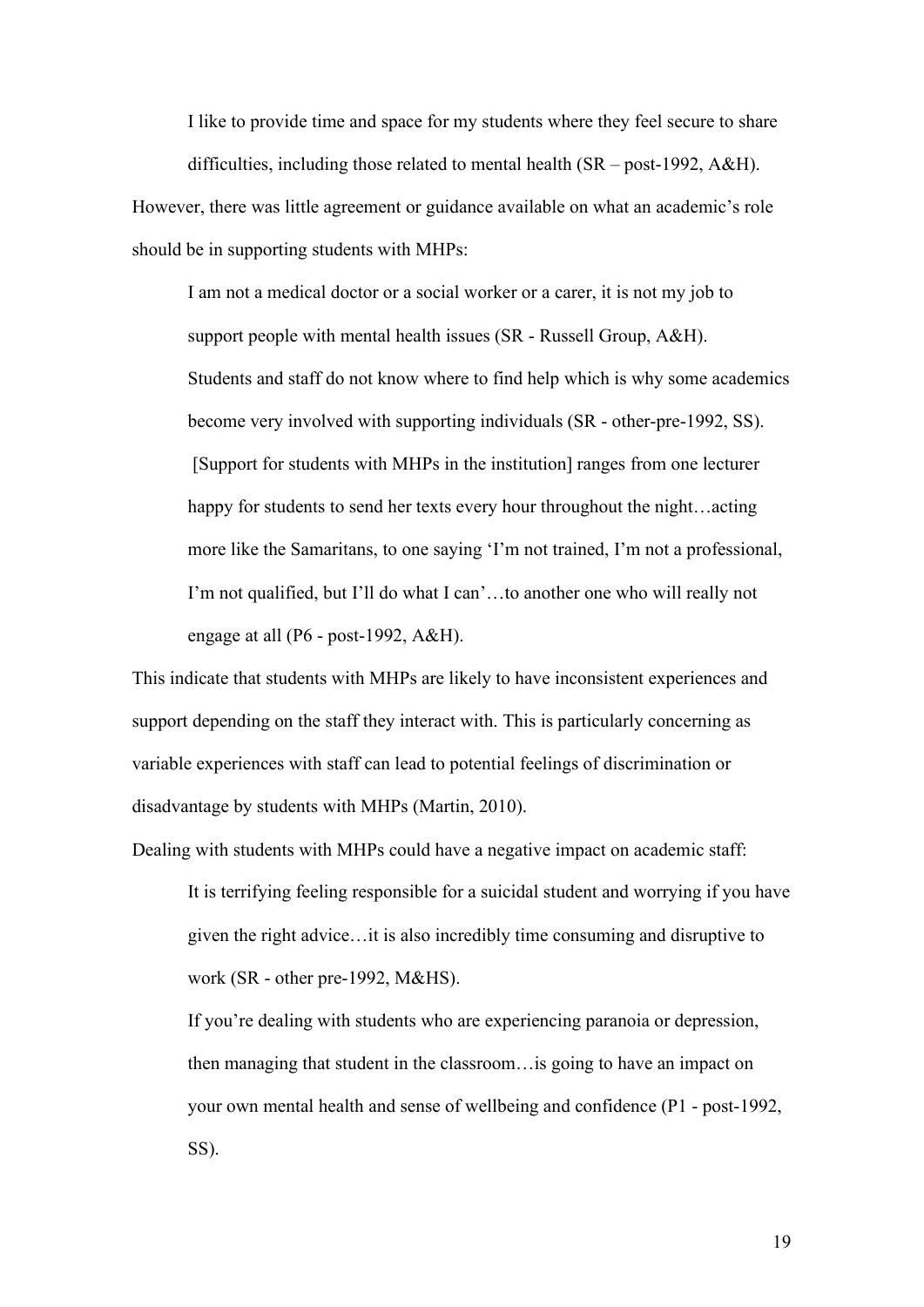> I like to provide time and space for my students where they feel secure to share difficulties, including those related to mental health (SR – post-1992, A&H).

However, there was little agreement or guidance available on what an academic's role should be in supporting students with MHPs:

> I am not a medical doctor or a social worker or a carer, it is not my job to support people with mental health issues (SR - Russell Group, A&H).

> Students and staff do not know where to find help which is why some academics become very involved with supporting individuals (SR - other-pre-1992, SS).

> [Support for students with MHPs in the institution] ranges from one lecturer happy for students to send her texts every hour throughout the night…acting more like the Samaritans, to one saying 'I'm not trained, I'm not a professional, I'm not qualified, but I'll do what I can'…to another one who will really not engage at all (P6 - post-1992, A&H).

This indicate that students with MHPs are likely to have inconsistent experiences and support depending on the staff they interact with. This is particularly concerning as variable experiences with staff can lead to potential feelings of discrimination or disadvantage by students with MHPs (Martin, 2010).

Dealing with students with MHPs could have a negative impact on academic staff:

> It is terrifying feeling responsible for a suicidal student and worrying if you have given the right advice…it is also incredibly time consuming and disruptive to work (SR - other pre-1992, M&HS).

> If you're dealing with students who are experiencing paranoia or depression, then managing that student in the classroom…is going to have an impact on your own mental health and sense of wellbeing and confidence (P1 - post-1992, SS).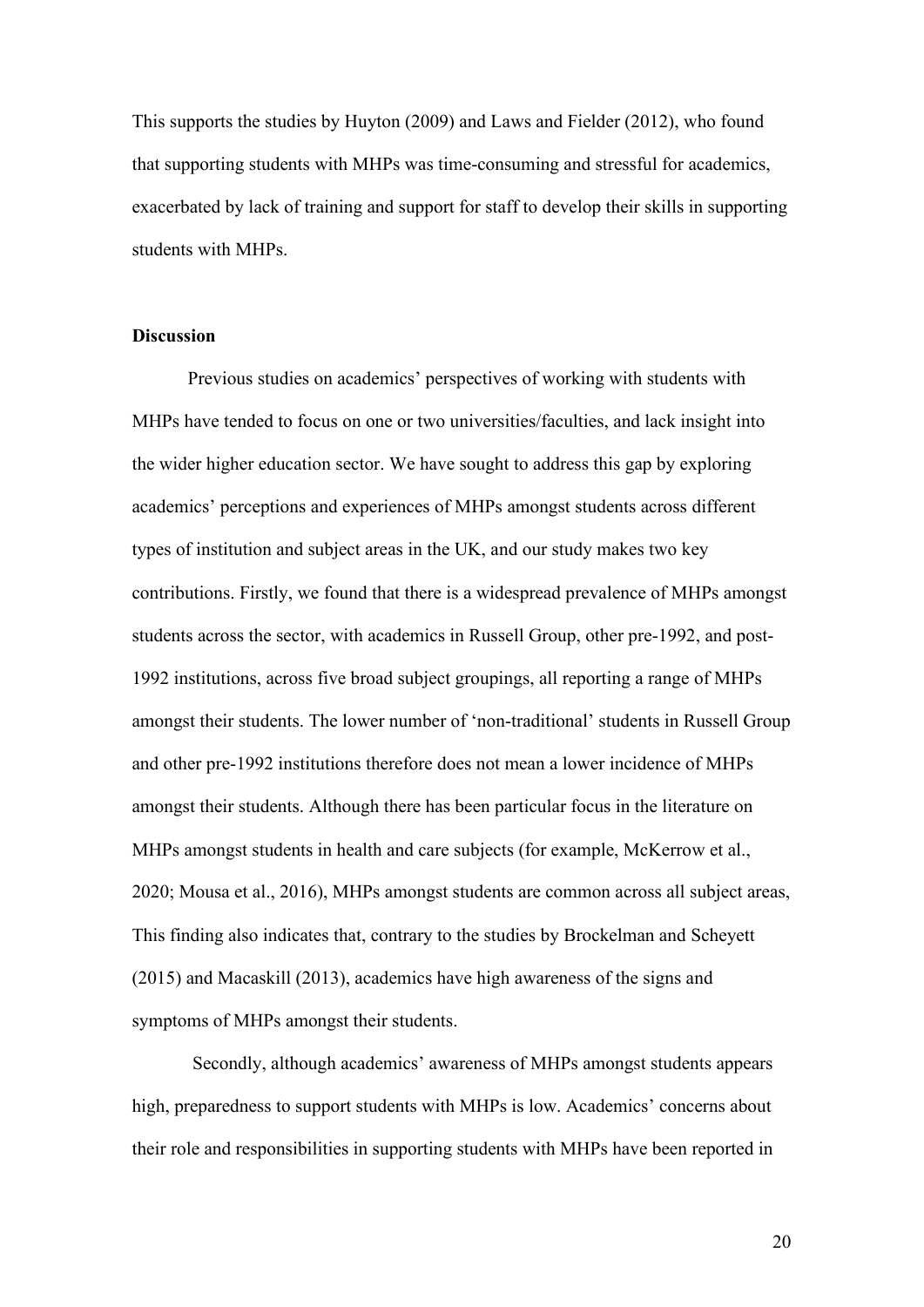This supports the studies by Huyton (2009) and Laws and Fielder (2012), who found that supporting students with MHPs was time-consuming and stressful for academics, exacerbated by lack of training and support for staff to develop their skills in supporting students with MHPs.

**Discussion**

Previous studies on academics' perspectives of working with students with MHPs have tended to focus on one or two universities/faculties, and lack insight into the wider higher education sector. We have sought to address this gap by exploring academics' perceptions and experiences of MHPs amongst students across different types of institution and subject areas in the UK, and our study makes two key contributions. Firstly, we found that there is a widespread prevalence of MHPs amongst students across the sector, with academics in Russell Group, other pre-1992, and post-1992 institutions, across five broad subject groupings, all reporting a range of MHPs amongst their students. The lower number of 'non-traditional' students in Russell Group and other pre-1992 institutions therefore does not mean a lower incidence of MHPs amongst their students. Although there has been particular focus in the literature on MHPs amongst students in health and care subjects (for example, McKerrow et al., 2020; Mousa et al., 2016), MHPs amongst students are common across all subject areas, This finding also indicates that, contrary to the studies by Brockelman and Scheyett (2015) and Macaskill (2013), academics have high awareness of the signs and symptoms of MHPs amongst their students.

Secondly, although academics' awareness of MHPs amongst students appears high, preparedness to support students with MHPs is low. Academics' concerns about their role and responsibilities in supporting students with MHPs have been reported in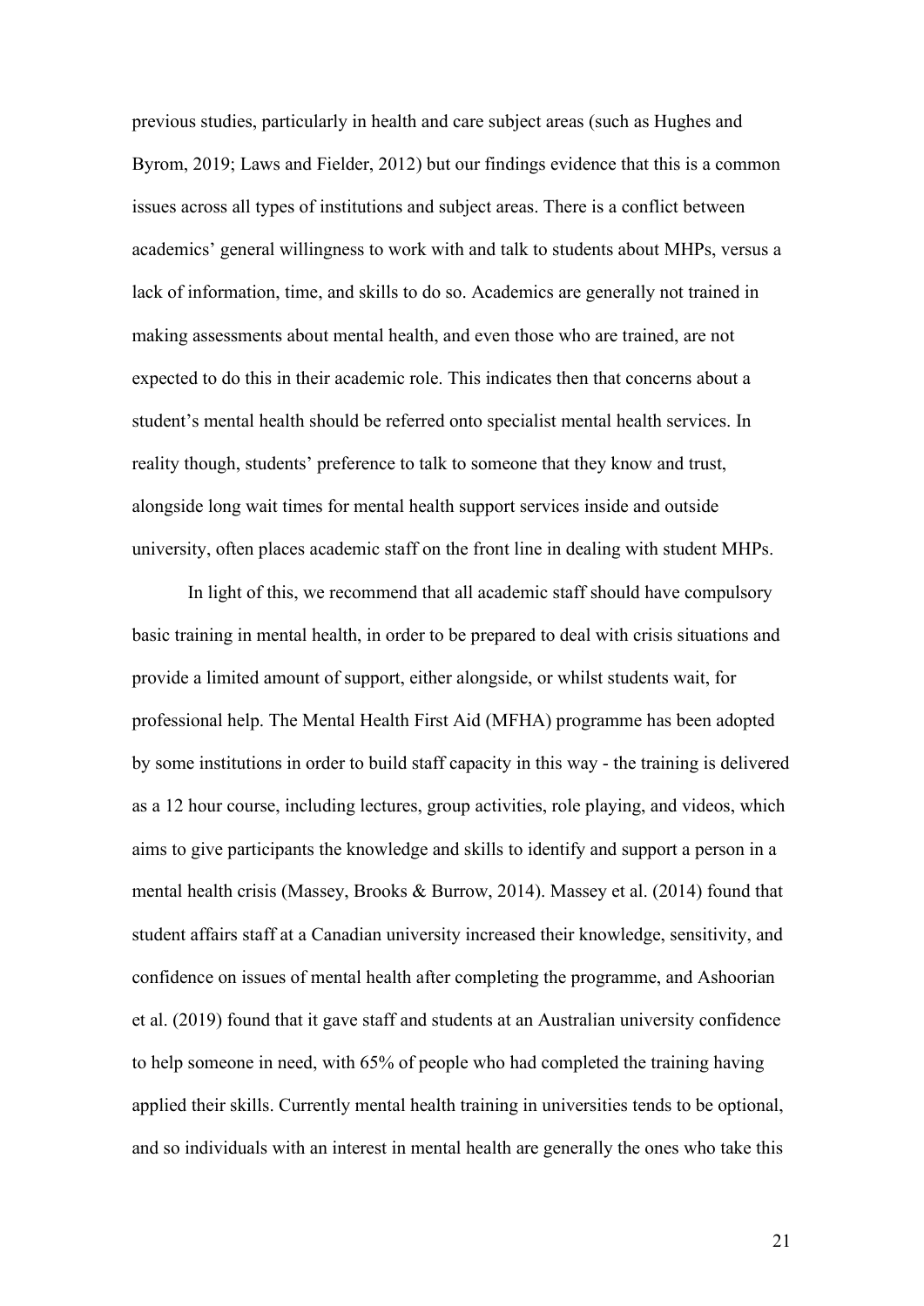previous studies, particularly in health and care subject areas (such as Hughes and Byrom, 2019; Laws and Fielder, 2012) but our findings evidence that this is a common issues across all types of institutions and subject areas. There is a conflict between academics' general willingness to work with and talk to students about MHPs, versus a lack of information, time, and skills to do so. Academics are generally not trained in making assessments about mental health, and even those who are trained, are not expected to do this in their academic role. This indicates then that concerns about a student's mental health should be referred onto specialist mental health services. In reality though, students' preference to talk to someone that they know and trust, alongside long wait times for mental health support services inside and outside university, often places academic staff on the front line in dealing with student MHPs.

In light of this, we recommend that all academic staff should have compulsory basic training in mental health, in order to be prepared to deal with crisis situations and provide a limited amount of support, either alongside, or whilst students wait, for professional help. The Mental Health First Aid (MFHA) programme has been adopted by some institutions in order to build staff capacity in this way - the training is delivered as a 12 hour course, including lectures, group activities, role playing, and videos, which aims to give participants the knowledge and skills to identify and support a person in a mental health crisis (Massey, Brooks & Burrow, 2014). Massey et al. (2014) found that student affairs staff at a Canadian university increased their knowledge, sensitivity, and confidence on issues of mental health after completing the programme, and Ashoorian et al. (2019) found that it gave staff and students at an Australian university confidence to help someone in need, with 65% of people who had completed the training having applied their skills. Currently mental health training in universities tends to be optional, and so individuals with an interest in mental health are generally the ones who take this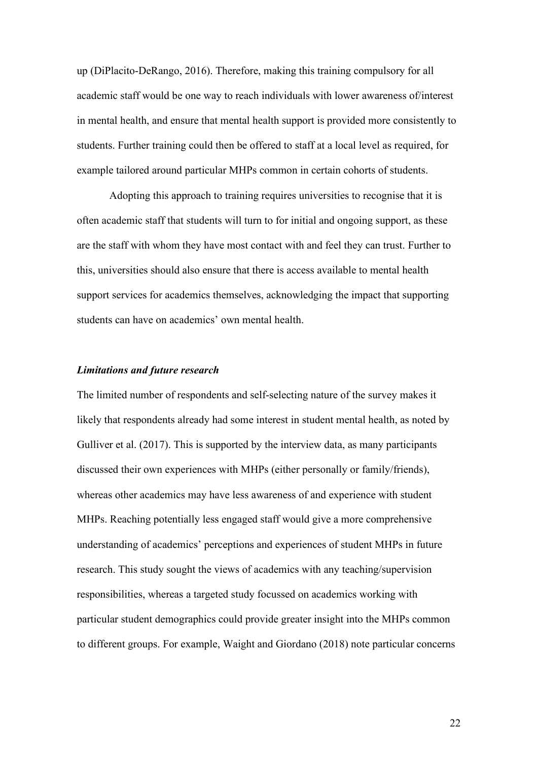up (DiPlacito-DeRango, 2016). Therefore, making this training compulsory for all academic staff would be one way to reach individuals with lower awareness of/interest in mental health, and ensure that mental health support is provided more consistently to students. Further training could then be offered to staff at a local level as required, for example tailored around particular MHPs common in certain cohorts of students.

Adopting this approach to training requires universities to recognise that it is often academic staff that students will turn to for initial and ongoing support, as these are the staff with whom they have most contact with and feel they can trust. Further to this, universities should also ensure that there is access available to mental health support services for academics themselves, acknowledging the impact that supporting students can have on academics' own mental health.

***Limitations and future research***

The limited number of respondents and self-selecting nature of the survey makes it likely that respondents already had some interest in student mental health, as noted by Gulliver et al. (2017). This is supported by the interview data, as many participants discussed their own experiences with MHPs (either personally or family/friends), whereas other academics may have less awareness of and experience with student MHPs. Reaching potentially less engaged staff would give a more comprehensive understanding of academics' perceptions and experiences of student MHPs in future research. This study sought the views of academics with any teaching/supervision responsibilities, whereas a targeted study focussed on academics working with particular student demographics could provide greater insight into the MHPs common to different groups. For example, Waight and Giordano (2018) note particular concerns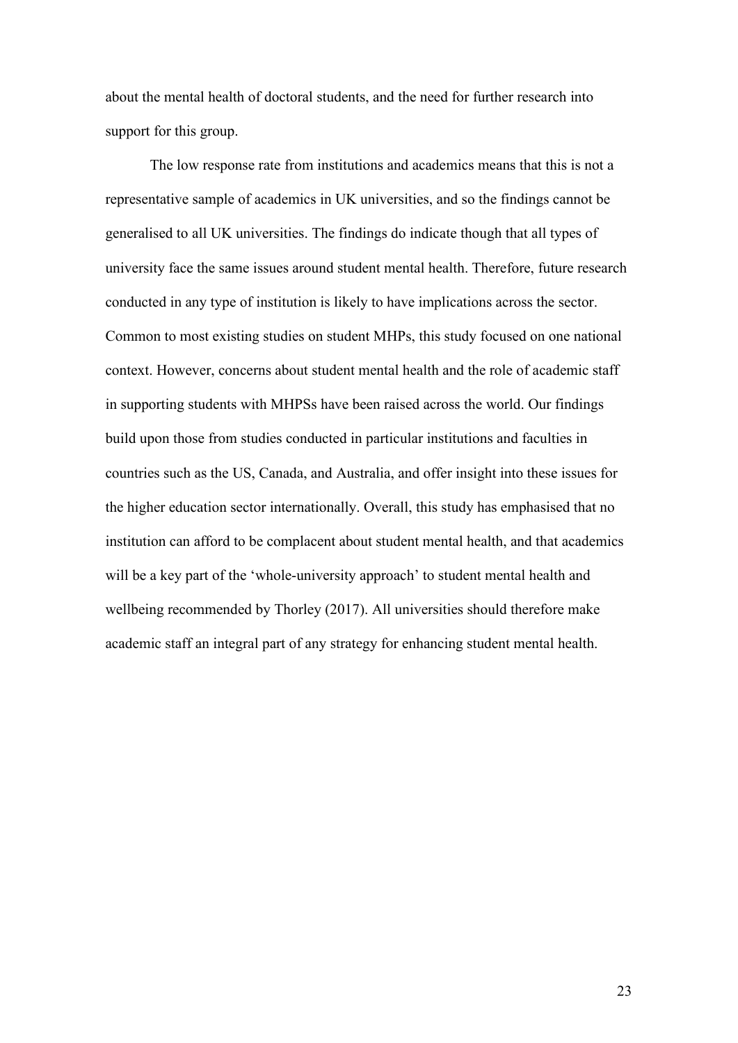about the mental health of doctoral students, and the need for further research into support for this group.

The low response rate from institutions and academics means that this is not a representative sample of academics in UK universities, and so the findings cannot be generalised to all UK universities. The findings do indicate though that all types of university face the same issues around student mental health. Therefore, future research conducted in any type of institution is likely to have implications across the sector. Common to most existing studies on student MHPs, this study focused on one national context. However, concerns about student mental health and the role of academic staff in supporting students with MHPSs have been raised across the world. Our findings build upon those from studies conducted in particular institutions and faculties in countries such as the US, Canada, and Australia, and offer insight into these issues for the higher education sector internationally. Overall, this study has emphasised that no institution can afford to be complacent about student mental health, and that academics will be a key part of the 'whole-university approach' to student mental health and wellbeing recommended by Thorley (2017). All universities should therefore make academic staff an integral part of any strategy for enhancing student mental health.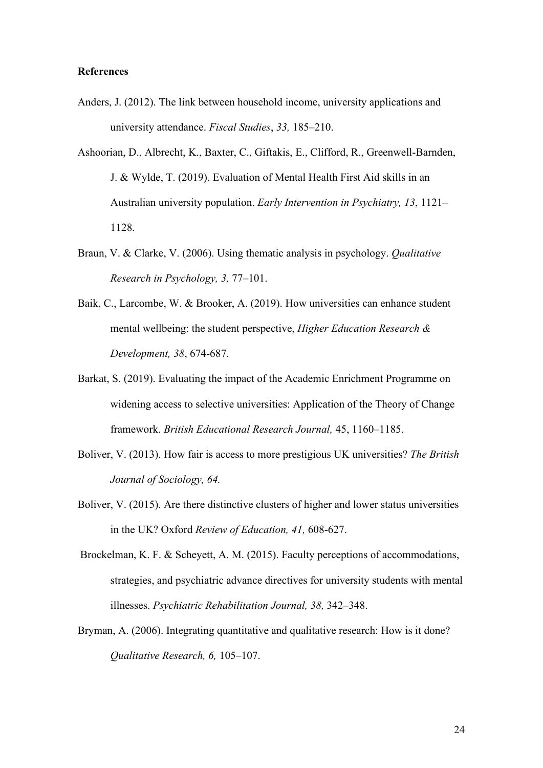**References**

Anders, J. (2012). The link between household income, university applications and university attendance. *Fiscal Studies*, *33,* 185–210.

Ashoorian, D., Albrecht, K., Baxter, C., Giftakis, E., Clifford, R., Greenwell-Barnden, J. & Wylde, T. (2019). Evaluation of Mental Health First Aid skills in an Australian university population. *Early Intervention in Psychiatry, 13*, 1121–1128.

Braun, V. & Clarke, V. (2006). Using thematic analysis in psychology. *Qualitative Research in Psychology, 3,* 77–101.

Baik, C., Larcombe, W. & Brooker, A. (2019). How universities can enhance student mental wellbeing: the student perspective, *Higher Education Research & Development, 38*, 674-687.

Barkat, S. (2019). Evaluating the impact of the Academic Enrichment Programme on widening access to selective universities: Application of the Theory of Change framework. *British Educational Research Journal,* 45, 1160–1185.

Boliver, V. (2013). How fair is access to more prestigious UK universities? *The British Journal of Sociology, 64.*

Boliver, V. (2015). Are there distinctive clusters of higher and lower status universities in the UK? Oxford *Review of Education, 41,* 608-627.

Brockelman, K. F. & Scheyett, A. M. (2015). Faculty perceptions of accommodations, strategies, and psychiatric advance directives for university students with mental illnesses. *Psychiatric Rehabilitation Journal, 38,* 342–348.

Bryman, A. (2006). Integrating quantitative and qualitative research: How is it done? *Qualitative Research, 6,* 105–107.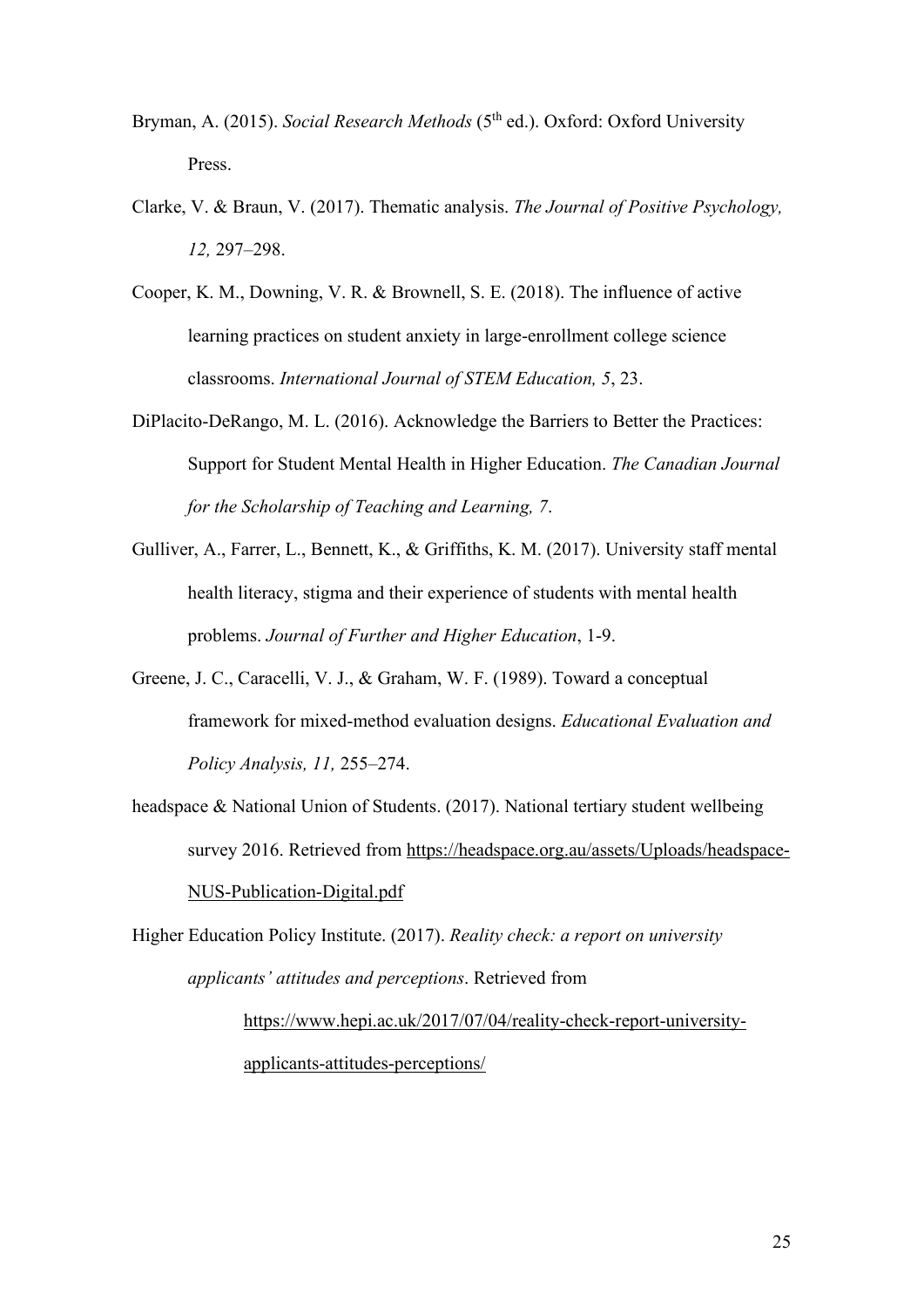Bryman, A. (2015). *Social Research Methods* (5th ed.). Oxford: Oxford University Press.

Clarke, V. & Braun, V. (2017). Thematic analysis. *The Journal of Positive Psychology, 12,* 297–298.

Cooper, K. M., Downing, V. R. & Brownell, S. E. (2018). The influence of active learning practices on student anxiety in large-enrollment college science classrooms. *International Journal of STEM Education, 5*, 23.

DiPlacito-DeRango, M. L. (2016). Acknowledge the Barriers to Better the Practices: Support for Student Mental Health in Higher Education. *The Canadian Journal for the Scholarship of Teaching and Learning, 7*.

Gulliver, A., Farrer, L., Bennett, K., & Griffiths, K. M. (2017). University staff mental health literacy, stigma and their experience of students with mental health problems. *Journal of Further and Higher Education*, 1-9.

Greene, J. C., Caracelli, V. J., & Graham, W. F. (1989). Toward a conceptual framework for mixed-method evaluation designs. *Educational Evaluation and Policy Analysis, 11,* 255–274.

headspace & National Union of Students. (2017). National tertiary student wellbeing survey 2016. Retrieved from https://headspace.org.au/assets/Uploads/headspace-NUS-Publication-Digital.pdf

Higher Education Policy Institute. (2017). *Reality check: a report on university applicants' attitudes and perceptions*. Retrieved from https://www.hepi.ac.uk/2017/07/04/reality-check-report-university-applicants-attitudes-perceptions/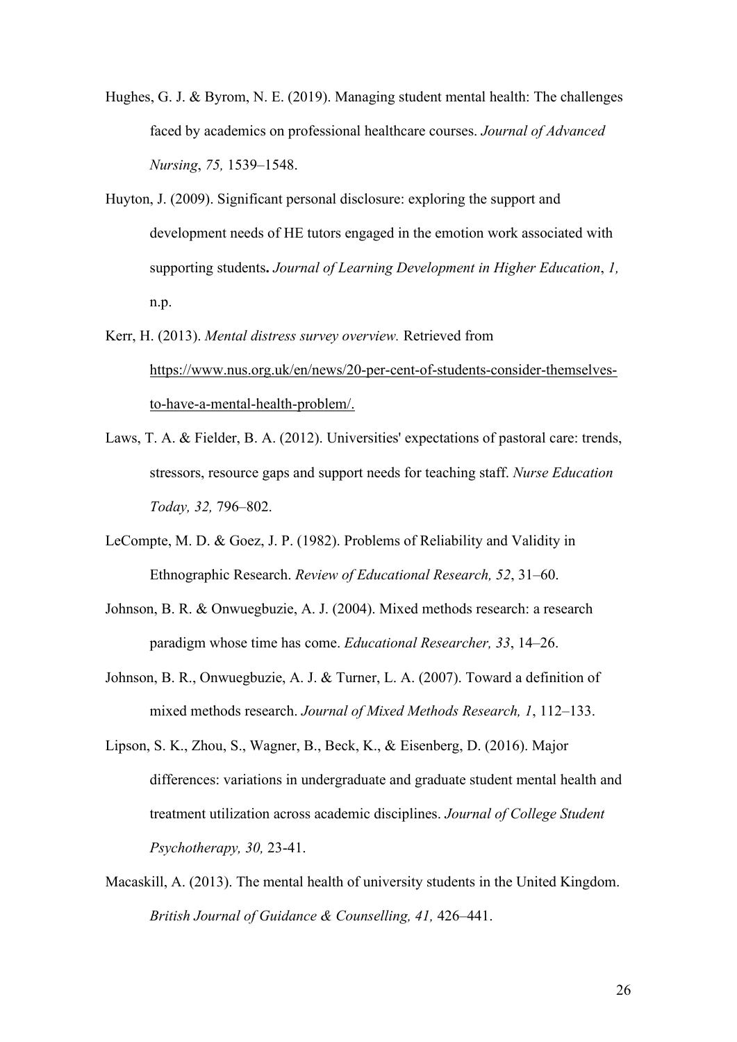Hughes, G. J. & Byrom, N. E. (2019). Managing student mental health: The challenges faced by academics on professional healthcare courses. *Journal of Advanced Nursing*, *75,* 1539–1548.

Huyton, J. (2009). Significant personal disclosure: exploring the support and development needs of HE tutors engaged in the emotion work associated with supporting students**.** *Journal of Learning Development in Higher Education*, *1,* n.p.

Kerr, H. (2013). *Mental distress survey overview.* Retrieved from https://www.nus.org.uk/en/news/20-per-cent-of-students-consider-themselves-to-have-a-mental-health-problem/.

Laws, T. A. & Fielder, B. A. (2012). Universities' expectations of pastoral care: trends, stressors, resource gaps and support needs for teaching staff. *Nurse Education Today, 32,* 796–802.

LeCompte, M. D. & Goez, J. P. (1982). Problems of Reliability and Validity in Ethnographic Research. *Review of Educational Research, 52*, 31–60.

Johnson, B. R. & Onwuegbuzie, A. J. (2004). Mixed methods research: a research paradigm whose time has come. *Educational Researcher, 33*, 14–26.

Johnson, B. R., Onwuegbuzie, A. J. & Turner, L. A. (2007). Toward a definition of mixed methods research. *Journal of Mixed Methods Research, 1*, 112–133.

Lipson, S. K., Zhou, S., Wagner, B., Beck, K., & Eisenberg, D. (2016). Major differences: variations in undergraduate and graduate student mental health and treatment utilization across academic disciplines. *Journal of College Student Psychotherapy, 30,* 23-41.

Macaskill, A. (2013). The mental health of university students in the United Kingdom. *British Journal of Guidance & Counselling, 41,* 426–441.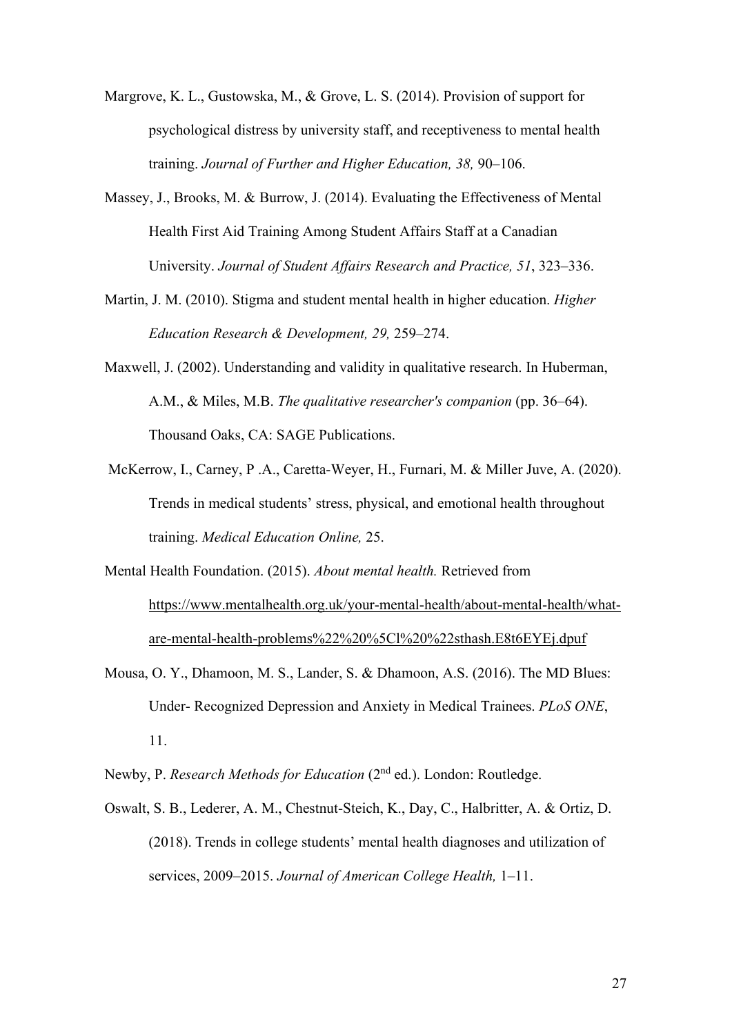Margrove, K. L., Gustowska, M., & Grove, L. S. (2014). Provision of support for psychological distress by university staff, and receptiveness to mental health training. *Journal of Further and Higher Education, 38,* 90–106.

Massey, J., Brooks, M. & Burrow, J. (2014). Evaluating the Effectiveness of Mental Health First Aid Training Among Student Affairs Staff at a Canadian University. *Journal of Student Affairs Research and Practice, 51*, 323–336.

Martin, J. M. (2010). Stigma and student mental health in higher education. *Higher Education Research & Development, 29,* 259–274.

Maxwell, J. (2002). Understanding and validity in qualitative research. In Huberman, A.M., & Miles, M.B. *The qualitative researcher's companion* (pp. 36–64). Thousand Oaks, CA: SAGE Publications.

McKerrow, I., Carney, P .A., Caretta-Weyer, H., Furnari, M. & Miller Juve, A. (2020). Trends in medical students' stress, physical, and emotional health throughout training. *Medical Education Online,* 25.

Mental Health Foundation. (2015). *About mental health.* Retrieved from https://www.mentalhealth.org.uk/your-mental-health/about-mental-health/what-are-mental-health-problems%22%20%5Cl%20%22sthash.E8t6EYEj.dpuf

Mousa, O. Y., Dhamoon, M. S., Lander, S. & Dhamoon, A.S. (2016). The MD Blues: Under- Recognized Depression and Anxiety in Medical Trainees. *PLoS ONE*, 11.

Newby, P. *Research Methods for Education* (2nd ed.). London: Routledge.

Oswalt, S. B., Lederer, A. M., Chestnut-Steich, K., Day, C., Halbritter, A. & Ortiz, D. (2018). Trends in college students' mental health diagnoses and utilization of services, 2009–2015. *Journal of American College Health,* 1–11.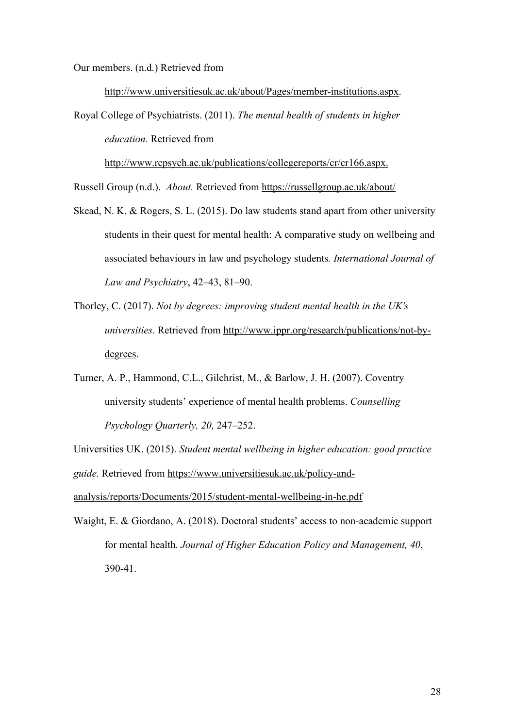Our members. (n.d.) Retrieved from http://www.universitiesuk.ac.uk/about/Pages/member-institutions.aspx.

Royal College of Psychiatrists. (2011). *The mental health of students in higher education.* Retrieved from http://www.rcpsych.ac.uk/publications/collegereports/cr/cr166.aspx.

Russell Group (n.d.). *About.* Retrieved from https://russellgroup.ac.uk/about/

Skead, N. K. & Rogers, S. L. (2015). Do law students stand apart from other university students in their quest for mental health: A comparative study on wellbeing and associated behaviours in law and psychology students*. International Journal of Law and Psychiatry*, 42–43, 81–90.

Thorley, C. (2017). *Not by degrees: improving student mental health in the UK's universities*. Retrieved from http://www.ippr.org/research/publications/not-by-degrees.

Turner, A. P., Hammond, C.L., Gilchrist, M., & Barlow, J. H. (2007). Coventry university students' experience of mental health problems. *Counselling Psychology Quarterly, 20,* 247–252.

Universities UK. (2015). *Student mental wellbeing in higher education: good practice guide.* Retrieved from https://www.universitiesuk.ac.uk/policy-and-analysis/reports/Documents/2015/student-mental-wellbeing-in-he.pdf

Waight, E. & Giordano, A. (2018). Doctoral students' access to non-academic support for mental health. *Journal of Higher Education Policy and Management, 40*, 390-41.